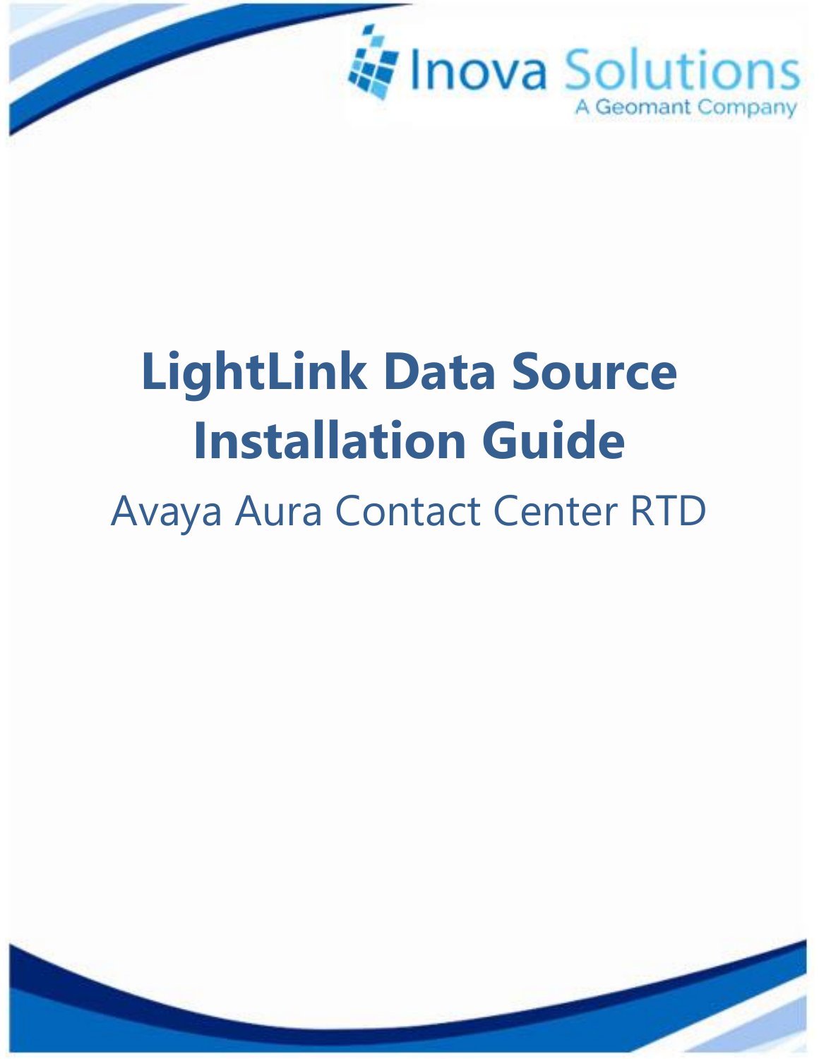Inova Solutions
A Geomant Company

# LightLink Data Source Installation Guide

## Avaya Aura Contact Center RTD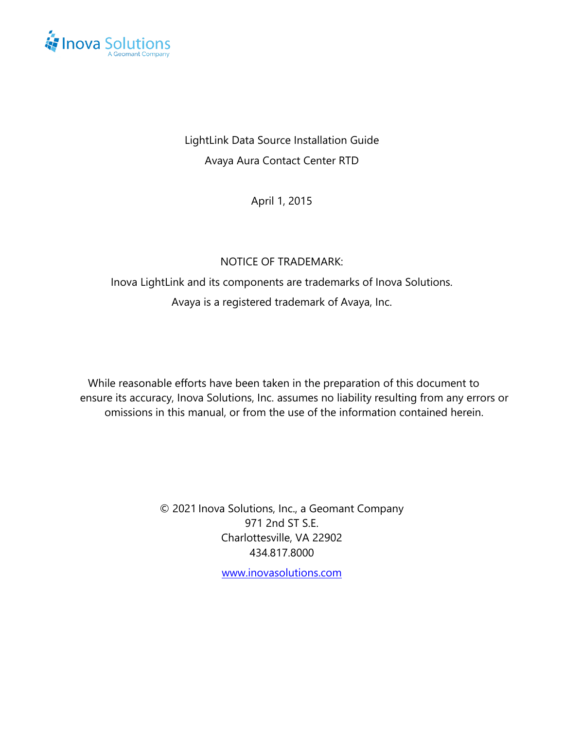LightLink Data Source Installation Guide

Avaya Aura Contact Center RTD

April 1, 2015

NOTICE OF TRADEMARK:

Inova LightLink and its components are trademarks of Inova Solutions.

Avaya is a registered trademark of Avaya, Inc.

While reasonable efforts have been taken in the preparation of this document to ensure its accuracy, Inova Solutions, Inc. assumes no liability resulting from any errors or omissions in this manual, or from the use of the information contained herein.

© 2021 Inova Solutions, Inc., a Geomant Company
971 2nd ST S.E.
Charlottesville, VA 22902
434.817.8000

www.inovasolutions.com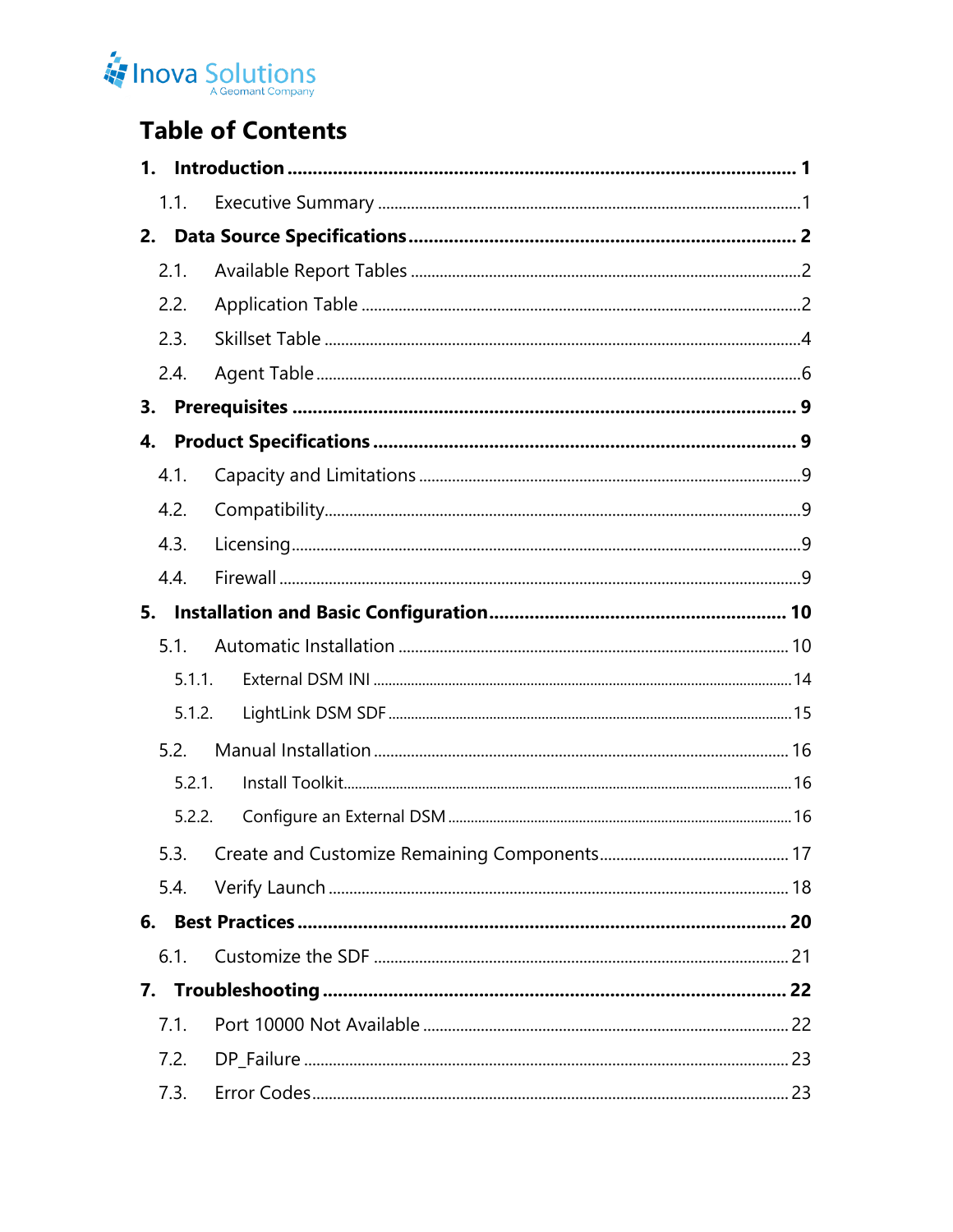# Table of Contents

- **1. Introduction** ..... **1**
  - 1.1. Executive Summary ..... 1
- **2. Data Source Specifications** ..... **2**
  - 2.1. Available Report Tables ..... 2
  - 2.2. Application Table ..... 2
  - 2.3. Skillset Table ..... 4
  - 2.4. Agent Table ..... 6
- **3. Prerequisites** ..... **9**
- **4. Product Specifications** ..... **9**
  - 4.1. Capacity and Limitations ..... 9
  - 4.2. Compatibility ..... 9
  - 4.3. Licensing ..... 9
  - 4.4. Firewall ..... 9
- **5. Installation and Basic Configuration** ..... **10**
  - 5.1. Automatic Installation ..... 10
    - 5.1.1. External DSM INI ..... 14
    - 5.1.2. LightLink DSM SDF ..... 15
  - 5.2. Manual Installation ..... 16
    - 5.2.1. Install Toolkit ..... 16
    - 5.2.2. Configure an External DSM ..... 16
  - 5.3. Create and Customize Remaining Components ..... 17
  - 5.4. Verify Launch ..... 18
- **6. Best Practices** ..... **20**
  - 6.1. Customize the SDF ..... 21
- **7. Troubleshooting** ..... **22**
  - 7.1. Port 10000 Not Available ..... 22
  - 7.2. DP_Failure ..... 23
  - 7.3. Error Codes ..... 23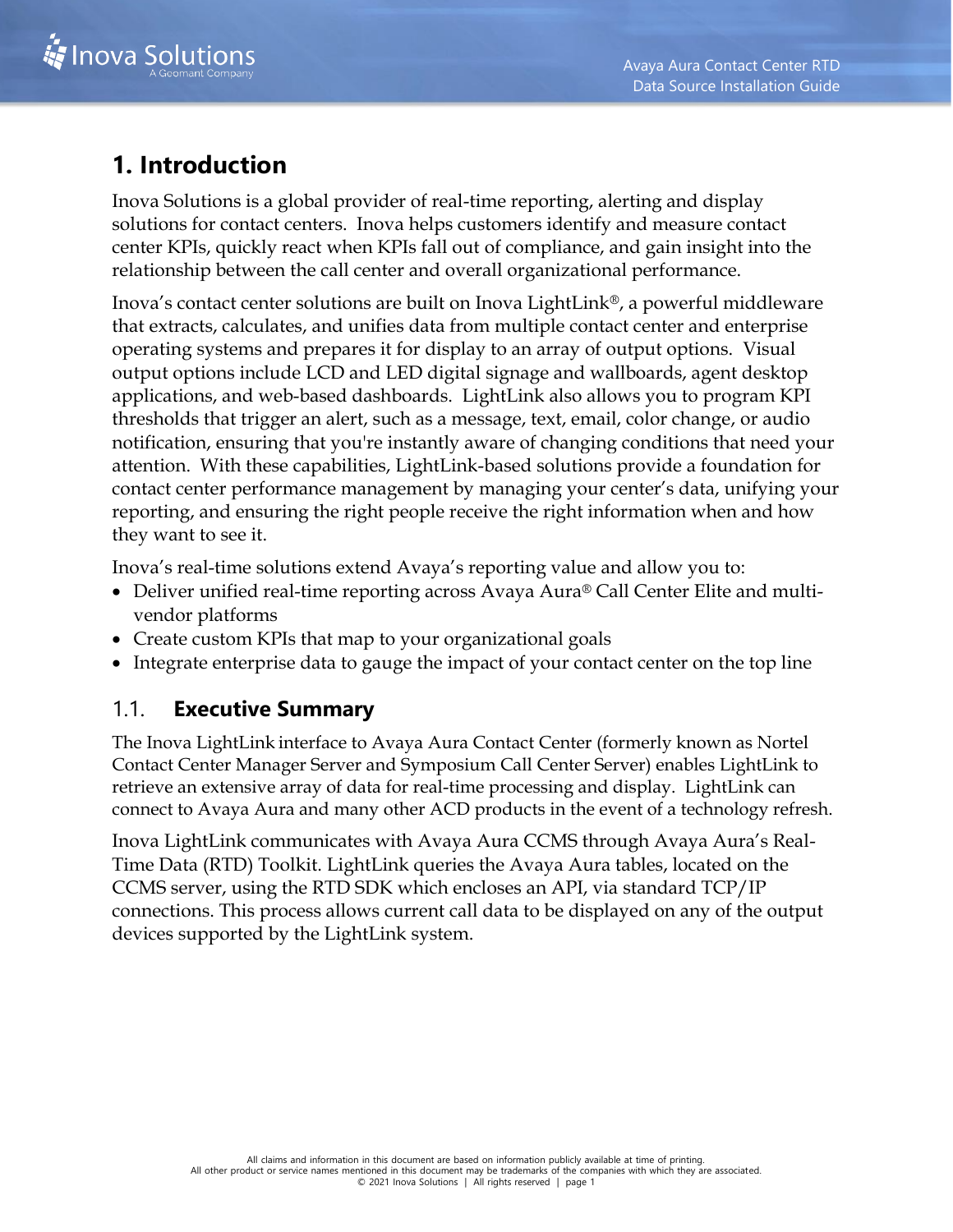# 1. Introduction

Inova Solutions is a global provider of real-time reporting, alerting and display solutions for contact centers. Inova helps customers identify and measure contact center KPIs, quickly react when KPIs fall out of compliance, and gain insight into the relationship between the call center and overall organizational performance.

Inova's contact center solutions are built on Inova LightLink®, a powerful middleware that extracts, calculates, and unifies data from multiple contact center and enterprise operating systems and prepares it for display to an array of output options. Visual output options include LCD and LED digital signage and wallboards, agent desktop applications, and web-based dashboards. LightLink also allows you to program KPI thresholds that trigger an alert, such as a message, text, email, color change, or audio notification, ensuring that you're instantly aware of changing conditions that need your attention. With these capabilities, LightLink-based solutions provide a foundation for contact center performance management by managing your center's data, unifying your reporting, and ensuring the right people receive the right information when and how they want to see it.

Inova's real-time solutions extend Avaya's reporting value and allow you to:

- Deliver unified real-time reporting across Avaya Aura® Call Center Elite and multi-vendor platforms
- Create custom KPIs that map to your organizational goals
- Integrate enterprise data to gauge the impact of your contact center on the top line

## 1.1. Executive Summary

The Inova LightLink interface to Avaya Aura Contact Center (formerly known as Nortel Contact Center Manager Server and Symposium Call Center Server) enables LightLink to retrieve an extensive array of data for real-time processing and display. LightLink can connect to Avaya Aura and many other ACD products in the event of a technology refresh.

Inova LightLink communicates with Avaya Aura CCMS through Avaya Aura's Real-Time Data (RTD) Toolkit. LightLink queries the Avaya Aura tables, located on the CCMS server, using the RTD SDK which encloses an API, via standard TCP/IP connections. This process allows current call data to be displayed on any of the output devices supported by the LightLink system.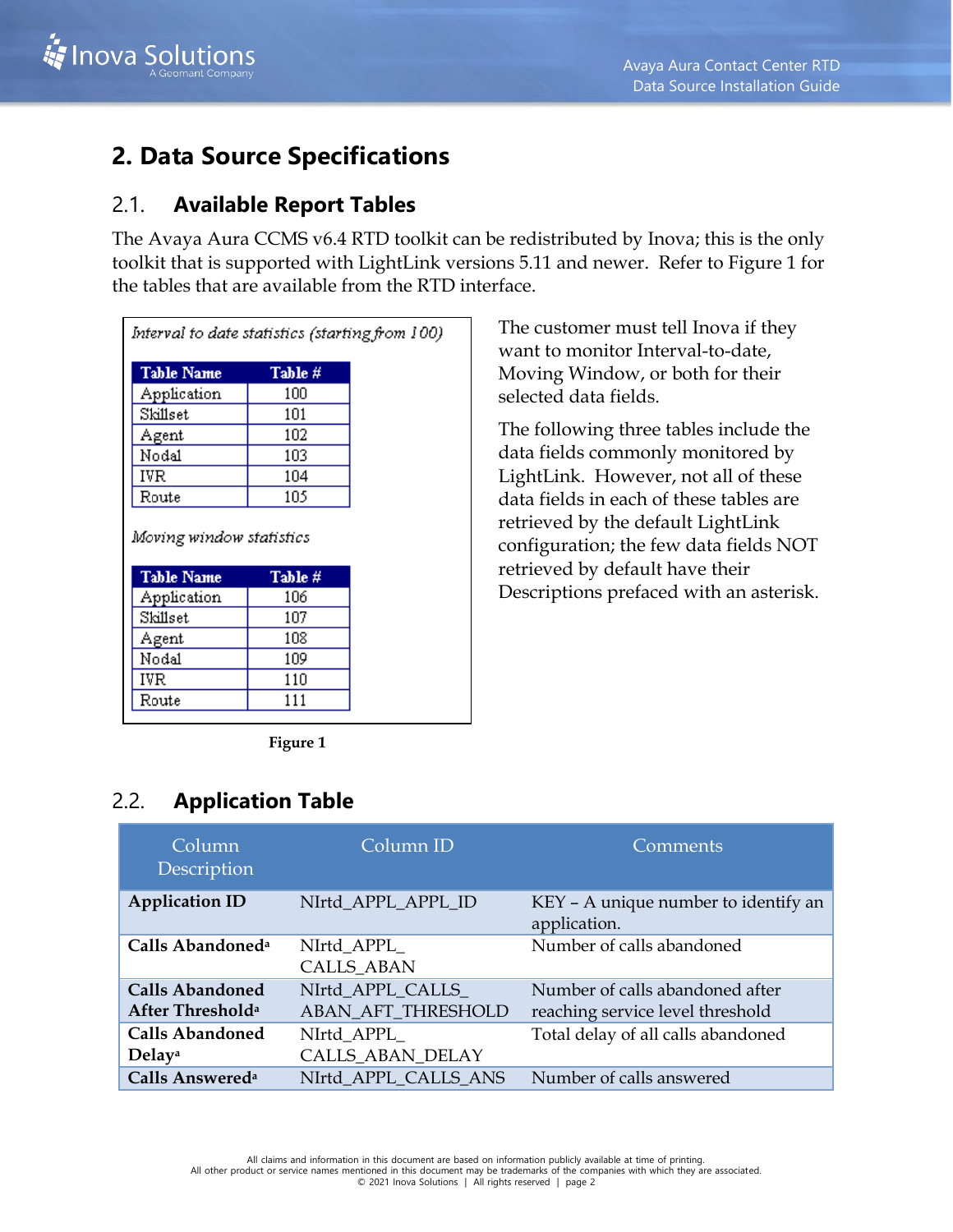# 2. Data Source Specifications

## 2.1. Available Report Tables

The Avaya Aura CCMS v6.4 RTD toolkit can be redistributed by Inova; this is the only toolkit that is supported with LightLink versions 5.11 and newer. Refer to Figure 1 for the tables that are available from the RTD interface.

*Interval to date statistics (starting from 100)*

| Table Name | Table # |
|---|---|
| Application | 100 |
| Skillset | 101 |
| Agent | 102 |
| Nodal | 103 |
| IVR | 104 |
| Route | 105 |

*Moving window statistics*

| Table Name | Table # |
|---|---|
| Application | 106 |
| Skillset | 107 |
| Agent | 108 |
| Nodal | 109 |
| IVR | 110 |
| Route | 111 |

**Figure 1**

The customer must tell Inova if they want to monitor Interval-to-date, Moving Window, or both for their selected data fields.

The following three tables include the data fields commonly monitored by LightLink. However, not all of these data fields in each of these tables are retrieved by the default LightLink configuration; the few data fields NOT retrieved by default have their Descriptions prefaced with an asterisk.

## 2.2. Application Table

| Column Description | Column ID | Comments |
|---|---|---|
| **Application ID** | NIrtd_APPL_APPL_ID | KEY – A unique number to identify an application. |
| **Calls Abandoned**[a] | NIrtd_APPL_ CALLS_ABAN | Number of calls abandoned |
| **Calls Abandoned After Threshold**[a] | NIrtd_APPL_CALLS_ ABAN_AFT_THRESHOLD | Number of calls abandoned after reaching service level threshold |
| **Calls Abandoned Delay**[a] | NIrtd_APPL_ CALLS_ABAN_DELAY | Total delay of all calls abandoned |
| **Calls Answered**[a] | NIrtd_APPL_CALLS_ANS | Number of calls answered |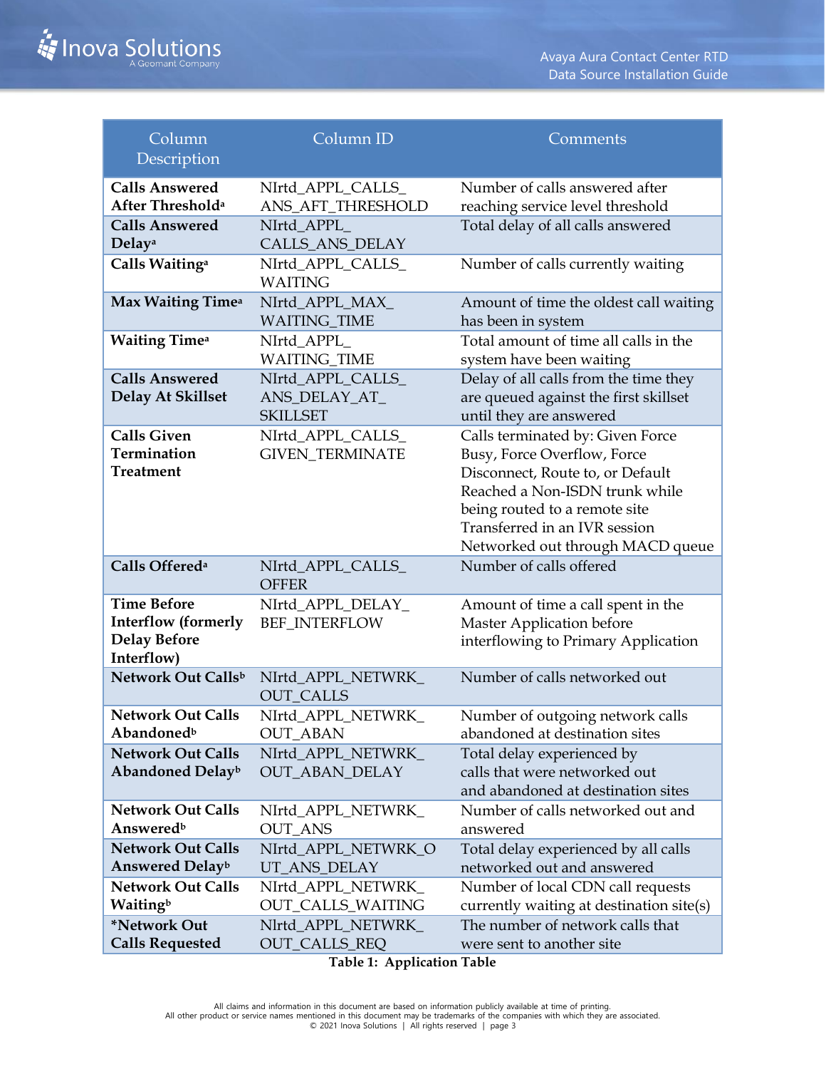| Column Description | Column ID | Comments |
|---|---|---|
| **Calls Answered After Threshold**[a] | NIrtd_APPL_CALLS_ANS_AFT_THRESHOLD | Number of calls answered after reaching service level threshold |
| **Calls Answered Delay**[a] | NIrtd_APPL_CALLS_ANS_DELAY | Total delay of all calls answered |
| **Calls Waiting**[a] | NIrtd_APPL_CALLS_WAITING | Number of calls currently waiting |
| **Max Waiting Time**[a] | NIrtd_APPL_MAX_WAITING_TIME | Amount of time the oldest call waiting has been in system |
| **Waiting Time**[a] | NIrtd_APPL_WAITING_TIME | Total amount of time all calls in the system have been waiting |
| **Calls Answered Delay At Skillset** | NIrtd_APPL_CALLS_ANS_DELAY_AT_SKILLSET | Delay of all calls from the time they are queued against the first skillset until they are answered |
| **Calls Given Termination Treatment** | NIrtd_APPL_CALLS_GIVEN_TERMINATE | Calls terminated by: Given Force Busy, Force Overflow, Force Disconnect, Route to, or Default Reached a Non-ISDN trunk while being routed to a remote site Transferred in an IVR session Networked out through MACD queue |
| **Calls Offered**[a] | NIrtd_APPL_CALLS_OFFER | Number of calls offered |
| **Time Before Interflow (formerly Delay Before Interflow)** | NIrtd_APPL_DELAY_BEF_INTERFLOW | Amount of time a call spent in the Master Application before interflowing to Primary Application |
| **Network Out Calls**[b] | NIrtd_APPL_NETWRK_OUT_CALLS | Number of calls networked out |
| **Network Out Calls Abandoned**[b] | NIrtd_APPL_NETWRK_OUT_ABAN | Number of outgoing network calls abandoned at destination sites |
| **Network Out Calls Abandoned Delay**[b] | NIrtd_APPL_NETWRK_OUT_ABAN_DELAY | Total delay experienced by calls that were networked out and abandoned at destination sites |
| **Network Out Calls Answered**[b] | NIrtd_APPL_NETWRK_OUT_ANS | Number of calls networked out and answered |
| **Network Out Calls Answered Delay**[b] | NIrtd_APPL_NETWRK_OUT_ANS_DELAY | Total delay experienced by all calls networked out and answered |
| **Network Out Calls Waiting**[b] | NIrtd_APPL_NETWRK_OUT_CALLS_WAITING | Number of local CDN call requests currently waiting at destination site(s) |
| ***Network Out Calls Requested** | NIrtd_APPL_NETWRK_OUT_CALLS_REQ | The number of network calls that were sent to another site |

**Table 1: Application Table**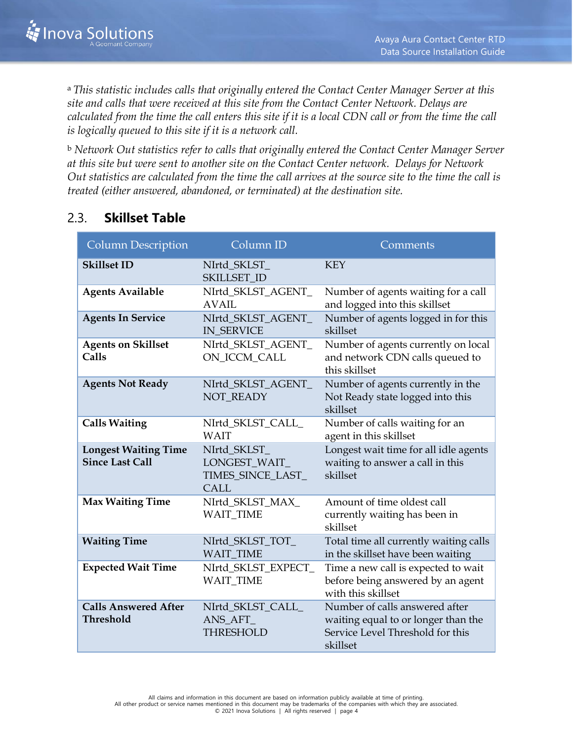[a] *This statistic includes calls that originally entered the Contact Center Manager Server at this site and calls that were received at this site from the Contact Center Network. Delays are calculated from the time the call enters this site if it is a local CDN call or from the time the call is logically queued to this site if it is a network call.*

[b] *Network Out statistics refer to calls that originally entered the Contact Center Manager Server at this site but were sent to another site on the Contact Center network. Delays for Network Out statistics are calculated from the time the call arrives at the source site to the time the call is treated (either answered, abandoned, or terminated) at the destination site.*

## 2.3. Skillset Table

| Column Description | Column ID | Comments |
|---|---|---|
| **Skillset ID** | NIrtd_SKLST_SKILLSET_ID | KEY |
| **Agents Available** | NIrtd_SKLST_AGENT_AVAIL | Number of agents waiting for a call and logged into this skillset |
| **Agents In Service** | NIrtd_SKLST_AGENT_IN_SERVICE | Number of agents logged in for this skillset |
| **Agents on Skillset Calls** | NIrtd_SKLST_AGENT_ON_ICCM_CALL | Number of agents currently on local and network CDN calls queued to this skillset |
| **Agents Not Ready** | NIrtd_SKLST_AGENT_NOT_READY | Number of agents currently in the Not Ready state logged into this skillset |
| **Calls Waiting** | NIrtd_SKLST_CALL_WAIT | Number of calls waiting for an agent in this skillset |
| **Longest Waiting Time Since Last Call** | NIrtd_SKLST_LONGEST_WAIT_TIMES_SINCE_LAST_CALL | Longest wait time for all idle agents waiting to answer a call in this skillset |
| **Max Waiting Time** | NIrtd_SKLST_MAX_WAIT_TIME | Amount of time oldest call currently waiting has been in skillset |
| **Waiting Time** | NIrtd_SKLST_TOT_WAIT_TIME | Total time all currently waiting calls in the skillset have been waiting |
| **Expected Wait Time** | NIrtd_SKLST_EXPECT_WAIT_TIME | Time a new call is expected to wait before being answered by an agent with this skillset |
| **Calls Answered After Threshold** | NIrtd_SKLST_CALL_ANS_AFT_THRESHOLD | Number of calls answered after waiting equal to or longer than the Service Level Threshold for this skillset |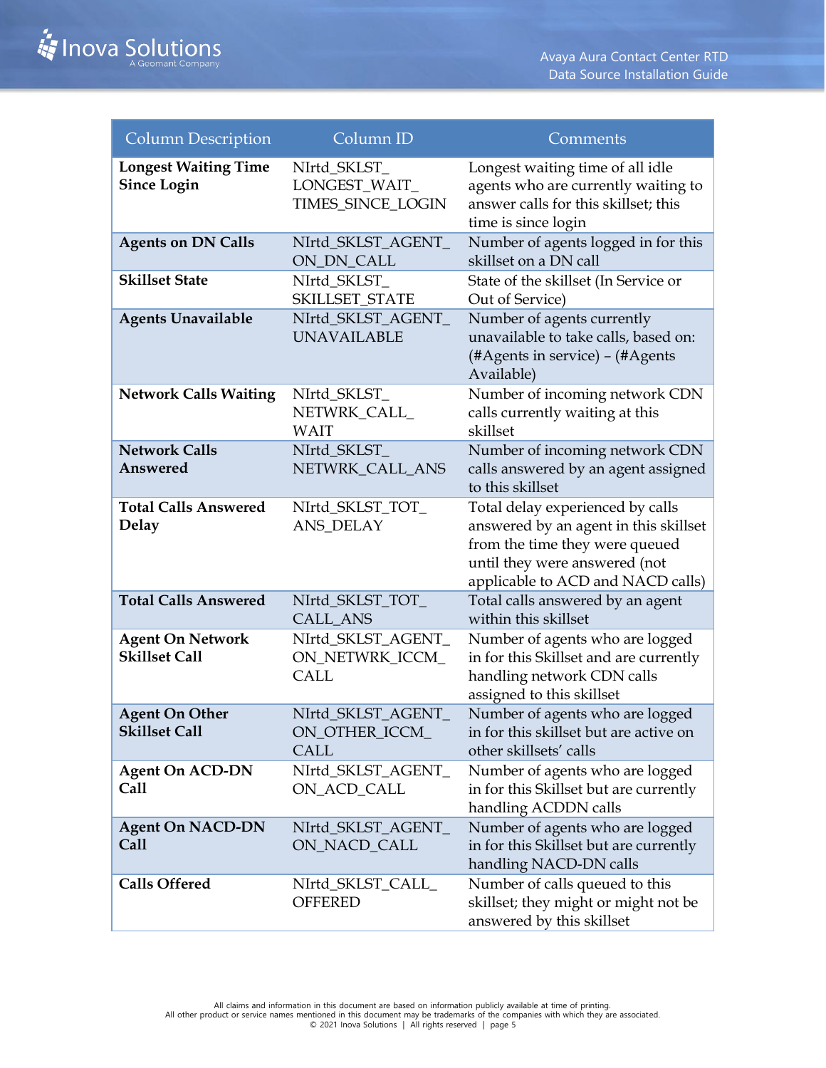| Column Description | Column ID | Comments |
| --- | --- | --- |
| **Longest Waiting Time Since Login** | NIrtd_SKLST_LONGEST_WAIT_TIMES_SINCE_LOGIN | Longest waiting time of all idle agents who are currently waiting to answer calls for this skillset; this time is since login |
| **Agents on DN Calls** | NIrtd_SKLST_AGENT_ON_DN_CALL | Number of agents logged in for this skillset on a DN call |
| **Skillset State** | NIrtd_SKLST_SKILLSET_STATE | State of the skillset (In Service or Out of Service) |
| **Agents Unavailable** | NIrtd_SKLST_AGENT_UNAVAILABLE | Number of agents currently unavailable to take calls, based on: (#Agents in service) – (#Agents Available) |
| **Network Calls Waiting** | NIrtd_SKLST_NETWRK_CALL_WAIT | Number of incoming network CDN calls currently waiting at this skillset |
| **Network Calls Answered** | NIrtd_SKLST_NETWRK_CALL_ANS | Number of incoming network CDN calls answered by an agent assigned to this skillset |
| **Total Calls Answered Delay** | NIrtd_SKLST_TOT_ANS_DELAY | Total delay experienced by calls answered by an agent in this skillset from the time they were queued until they were answered (not applicable to ACD and NACD calls) |
| **Total Calls Answered** | NIrtd_SKLST_TOT_CALL_ANS | Total calls answered by an agent within this skillset |
| **Agent On Network Skillset Call** | NIrtd_SKLST_AGENT_ON_NETWRK_ICCM_CALL | Number of agents who are logged in for this Skillset and are currently handling network CDN calls assigned to this skillset |
| **Agent On Other Skillset Call** | NIrtd_SKLST_AGENT_ON_OTHER_ICCM_CALL | Number of agents who are logged in for this skillset but are active on other skillsets' calls |
| **Agent On ACD-DN Call** | NIrtd_SKLST_AGENT_ON_ACD_CALL | Number of agents who are logged in for this Skillset but are currently handling ACDDN calls |
| **Agent On NACD-DN Call** | NIrtd_SKLST_AGENT_ON_NACD_CALL | Number of agents who are logged in for this Skillset but are currently handling NACD-DN calls |
| **Calls Offered** | NIrtd_SKLST_CALL_OFFERED | Number of calls queued to this skillset; they might or might not be answered by this skillset |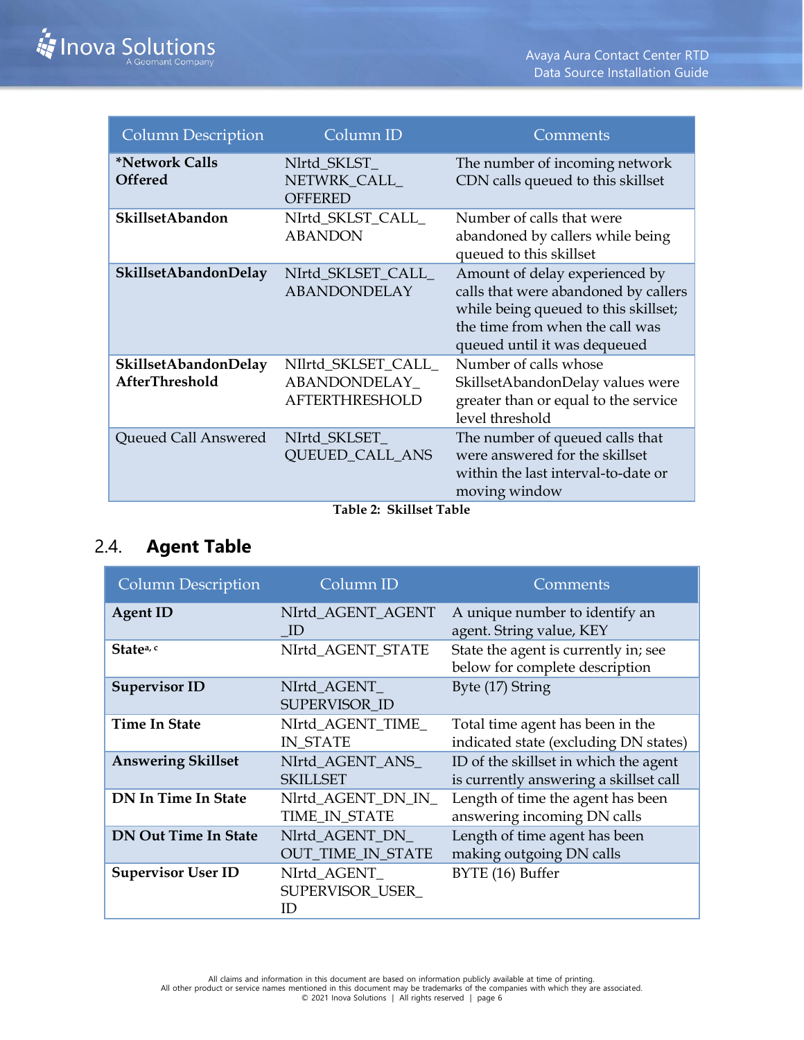| Column Description | Column ID | Comments |
|---|---|---|
| ***Network Calls Offered** | Nlrtd_SKLST_NETWRK_CALL_OFFERED | The number of incoming network CDN calls queued to this skillset |
| **SkillsetAbandon** | NIrtd_SKLST_CALL_ABANDON | Number of calls that were abandoned by callers while being queued to this skillset |
| **SkillsetAbandonDelay** | NIrtd_SKLSET_CALL_ABANDONDELAY | Amount of delay experienced by calls that were abandoned by callers while being queued to this skillset; the time from when the call was queued until it was dequeued |
| **SkillsetAbandonDelay AfterThreshold** | NIlrtd_SKLSET_CALL_ABANDONDELAY_AFTERTHRESHOLD | Number of calls whose SkillsetAbandonDelay values were greater than or equal to the service level threshold |
| Queued Call Answered | NIrtd_SKLSET_QUEUED_CALL_ANS | The number of queued calls that were answered for the skillset within the last interval-to-date or moving window |

**Table 2: Skillset Table**

## 2.4. Agent Table

| Column Description | Column ID | Comments |
|---|---|---|
| **Agent ID** | NIrtd_AGENT_AGENT_ID | A unique number to identify an agent. String value, KEY |
| **State**[a, c] | NIrtd_AGENT_STATE | State the agent is currently in; see below for complete description |
| **Supervisor ID** | NIrtd_AGENT_SUPERVISOR_ID | Byte (17) String |
| **Time In State** | NIrtd_AGENT_TIME_IN_STATE | Total time agent has been in the indicated state (excluding DN states) |
| **Answering Skillset** | NIrtd_AGENT_ANS_SKILLSET | ID of the skillset in which the agent is currently answering a skillset call |
| **DN In Time In State** | Nlrtd_AGENT_DN_IN_TIME_IN_STATE | Length of time the agent has been answering incoming DN calls |
| **DN Out Time In State** | Nlrtd_AGENT_DN_OUT_TIME_IN_STATE | Length of time agent has been making outgoing DN calls |
| **Supervisor User ID** | NIrtd_AGENT_SUPERVISOR_USER_ID | BYTE (16) Buffer |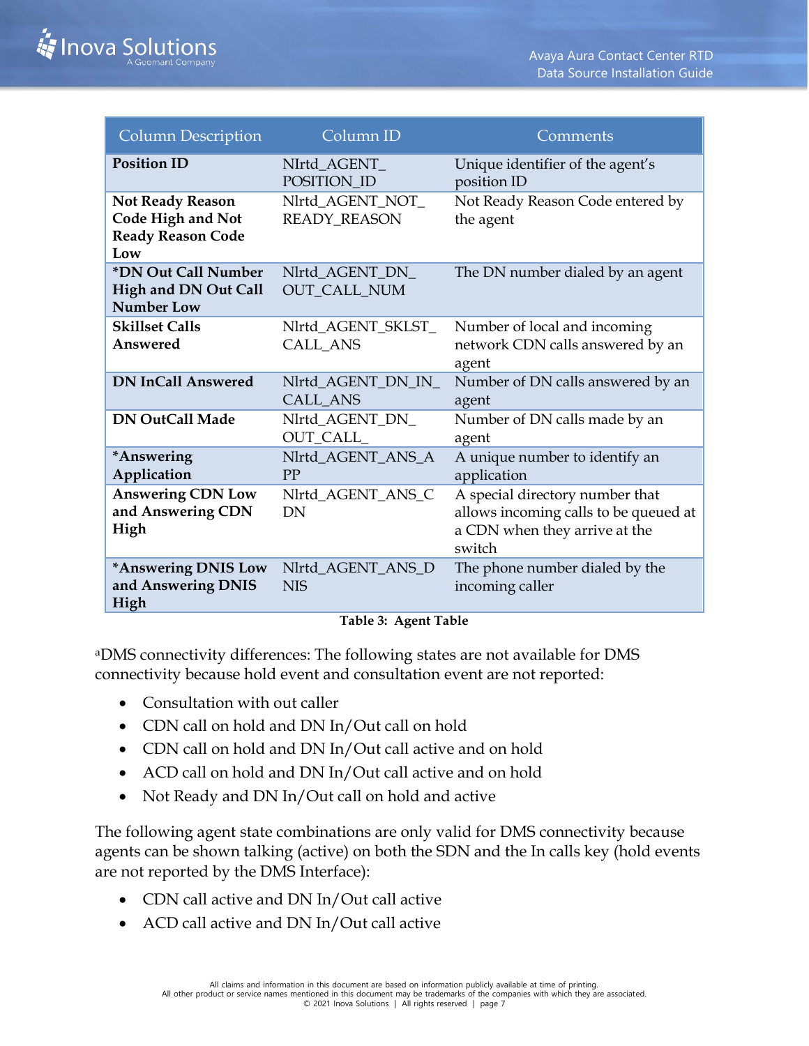| Column Description | Column ID | Comments |
|---|---|---|
| **Position ID** | NIrtd_AGENT_POSITION_ID | Unique identifier of the agent's position ID |
| **Not Ready Reason Code High and Not Ready Reason Code Low** | Nlrtd_AGENT_NOT_READY_REASON | Not Ready Reason Code entered by the agent |
| ***DN Out Call Number High and DN Out Call Number Low** | Nlrtd_AGENT_DN_OUT_CALL_NUM | The DN number dialed by an agent |
| **Skillset Calls Answered** | Nlrtd_AGENT_SKLST_CALL_ANS | Number of local and incoming network CDN calls answered by an agent |
| **DN InCall Answered** | Nlrtd_AGENT_DN_IN_CALL_ANS | Number of DN calls answered by an agent |
| **DN OutCall Made** | Nlrtd_AGENT_DN_OUT_CALL_ | Number of DN calls made by an agent |
| ***Answering Application** | Nlrtd_AGENT_ANS_APP | A unique number to identify an application |
| **Answering CDN Low and Answering CDN High** | Nlrtd_AGENT_ANS_CDN | A special directory number that allows incoming calls to be queued at a CDN when they arrive at the switch |
| ***Answering DNIS Low and Answering DNIS High** | Nlrtd_AGENT_ANS_DNIS | The phone number dialed by the incoming caller |

**Table 3: Agent Table**

[a]DMS connectivity differences: The following states are not available for DMS connectivity because hold event and consultation event are not reported:

- Consultation with out caller
- CDN call on hold and DN In/Out call on hold
- CDN call on hold and DN In/Out call active and on hold
- ACD call on hold and DN In/Out call active and on hold
- Not Ready and DN In/Out call on hold and active

The following agent state combinations are only valid for DMS connectivity because agents can be shown talking (active) on both the SDN and the In calls key (hold events are not reported by the DMS Interface):

- CDN call active and DN In/Out call active
- ACD call active and DN In/Out call active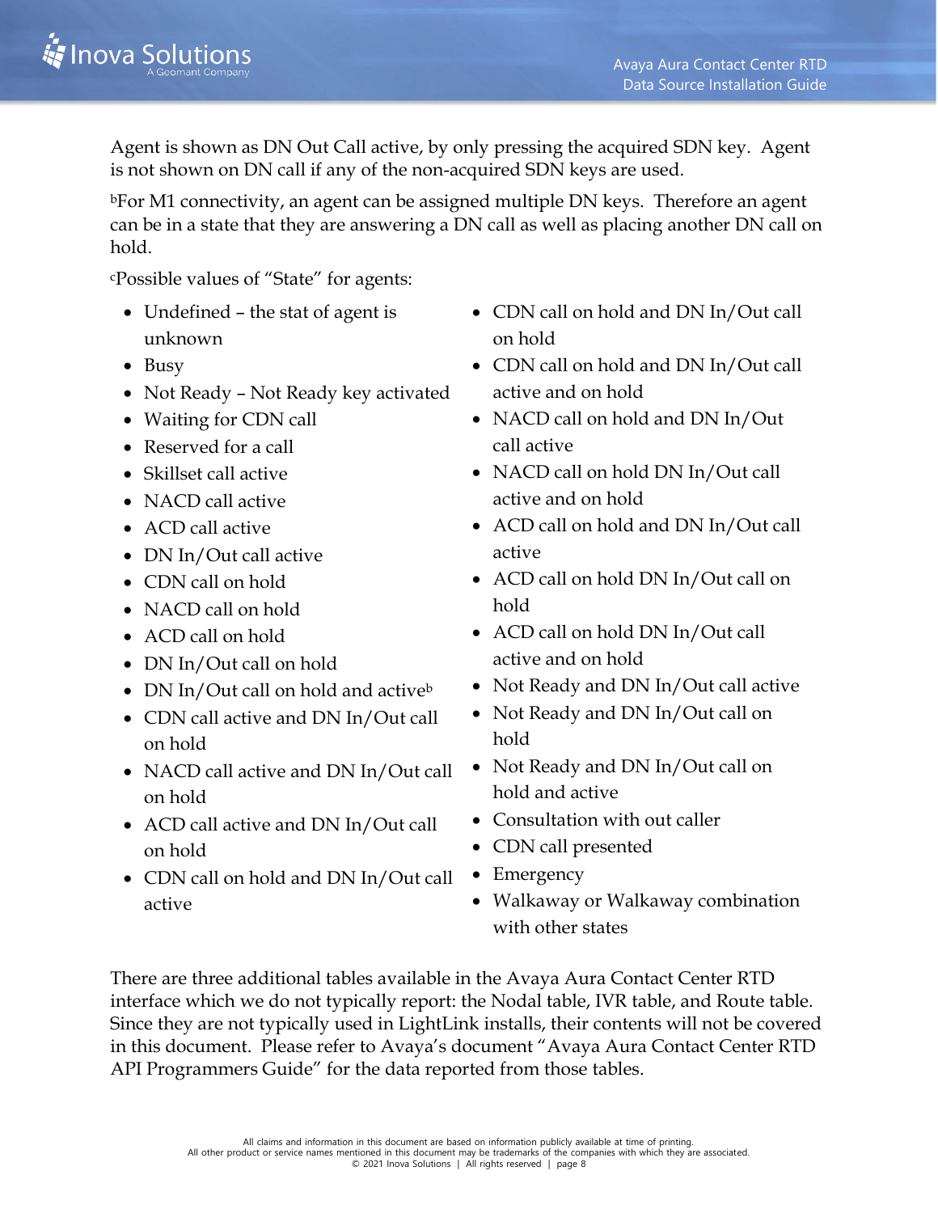Agent is shown as DN Out Call active, by only pressing the acquired SDN key. Agent is not shown on DN call if any of the non-acquired SDN keys are used.

[b]For M1 connectivity, an agent can be assigned multiple DN keys. Therefore an agent can be in a state that they are answering a DN call as well as placing another DN call on hold.

[c]Possible values of "State" for agents:

- Undefined – the stat of agent is unknown
- Busy
- Not Ready – Not Ready key activated
- Waiting for CDN call
- Reserved for a call
- Skillset call active
- NACD call active
- ACD call active
- DN In/Out call active
- CDN call on hold
- NACD call on hold
- ACD call on hold
- DN In/Out call on hold
- DN In/Out call on hold and active[b]
- CDN call active and DN In/Out call on hold
- NACD call active and DN In/Out call on hold
- ACD call active and DN In/Out call on hold
- CDN call on hold and DN In/Out call active
- CDN call on hold and DN In/Out call on hold
- CDN call on hold and DN In/Out call active and on hold
- NACD call on hold and DN In/Out call active
- NACD call on hold DN In/Out call active and on hold
- ACD call on hold and DN In/Out call active
- ACD call on hold DN In/Out call on hold
- ACD call on hold DN In/Out call active and on hold
- Not Ready and DN In/Out call active
- Not Ready and DN In/Out call on hold
- Not Ready and DN In/Out call on hold and active
- Consultation with out caller
- CDN call presented
- Emergency
- Walkaway or Walkaway combination with other states

There are three additional tables available in the Avaya Aura Contact Center RTD interface which we do not typically report: the Nodal table, IVR table, and Route table. Since they are not typically used in LightLink installs, their contents will not be covered in this document. Please refer to Avaya's document "Avaya Aura Contact Center RTD API Programmers Guide" for the data reported from those tables.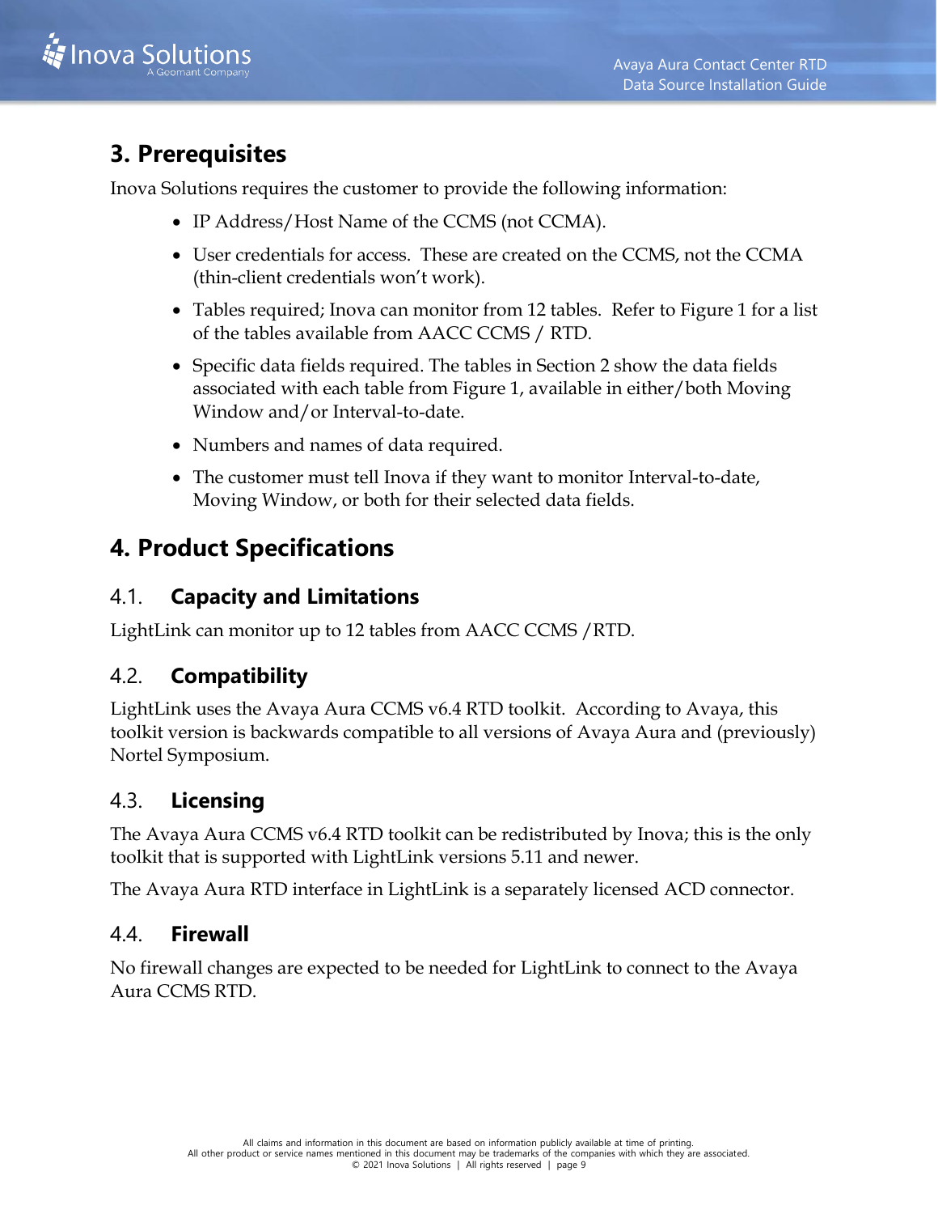# 3. Prerequisites

Inova Solutions requires the customer to provide the following information:

- IP Address/Host Name of the CCMS (not CCMA).
- User credentials for access. These are created on the CCMS, not the CCMA (thin-client credentials won't work).
- Tables required; Inova can monitor from 12 tables. Refer to Figure 1 for a list of the tables available from AACC CCMS / RTD.
- Specific data fields required. The tables in Section 2 show the data fields associated with each table from Figure 1, available in either/both Moving Window and/or Interval-to-date.
- Numbers and names of data required.
- The customer must tell Inova if they want to monitor Interval-to-date, Moving Window, or both for their selected data fields.

# 4. Product Specifications

## 4.1. Capacity and Limitations

LightLink can monitor up to 12 tables from AACC CCMS /RTD.

## 4.2. Compatibility

LightLink uses the Avaya Aura CCMS v6.4 RTD toolkit. According to Avaya, this toolkit version is backwards compatible to all versions of Avaya Aura and (previously) Nortel Symposium.

## 4.3. Licensing

The Avaya Aura CCMS v6.4 RTD toolkit can be redistributed by Inova; this is the only toolkit that is supported with LightLink versions 5.11 and newer.

The Avaya Aura RTD interface in LightLink is a separately licensed ACD connector.

## 4.4. Firewall

No firewall changes are expected to be needed for LightLink to connect to the Avaya Aura CCMS RTD.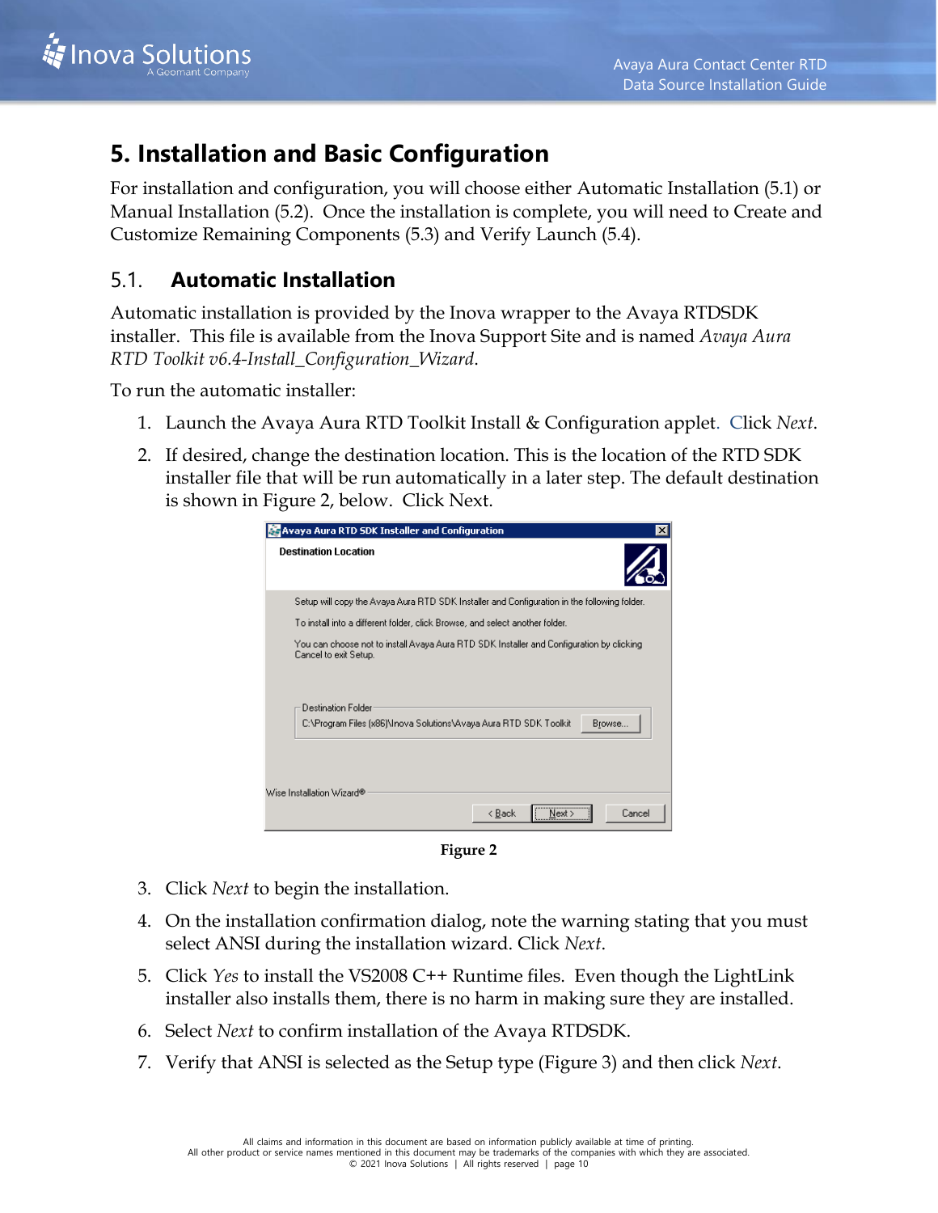# 5. Installation and Basic Configuration

For installation and configuration, you will choose either Automatic Installation (5.1) or Manual Installation (5.2). Once the installation is complete, you will need to Create and Customize Remaining Components (5.3) and Verify Launch (5.4).

## 5.1. Automatic Installation

Automatic installation is provided by the Inova wrapper to the Avaya RTDSDK installer. This file is available from the Inova Support Site and is named *Avaya Aura RTD Toolkit v6.4-Install_Configuration_Wizard*.

To run the automatic installer:

1. Launch the Avaya Aura RTD Toolkit Install & Configuration applet. Click *Next*.
2. If desired, change the destination location. This is the location of the RTD SDK installer file that will be run automatically in a later step. The default destination is shown in Figure 2, below. Click Next.

**Figure 2**

3. Click *Next* to begin the installation.
4. On the installation confirmation dialog, note the warning stating that you must select ANSI during the installation wizard. Click *Next*.
5. Click *Yes* to install the VS2008 C++ Runtime files. Even though the LightLink installer also installs them, there is no harm in making sure they are installed.
6. Select *Next* to confirm installation of the Avaya RTDSDK.
7. Verify that ANSI is selected as the Setup type (Figure 3) and then click *Next*.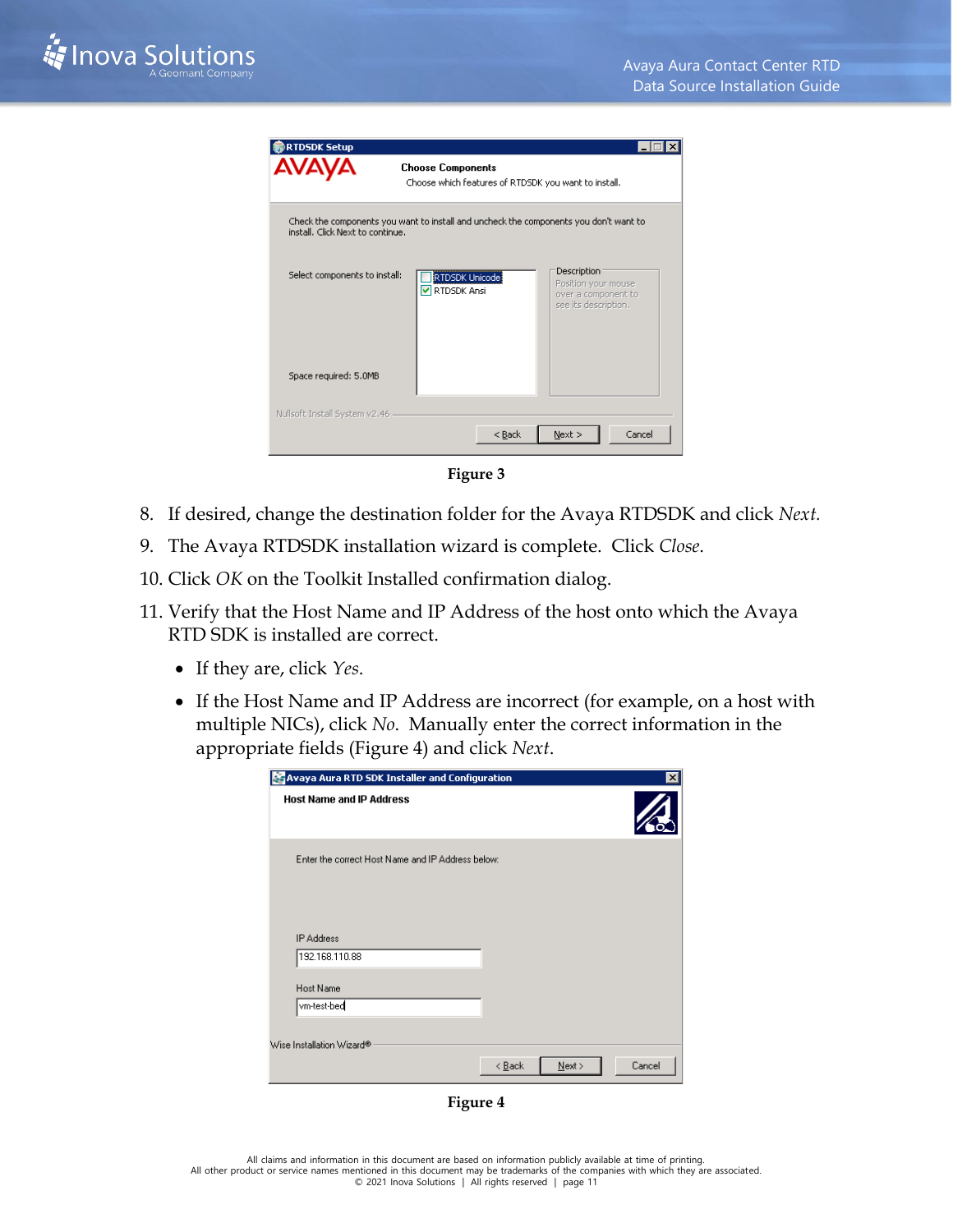Figure 3

8. If desired, change the destination folder for the Avaya RTDSDK and click *Next.*
9. The Avaya RTDSDK installation wizard is complete. Click *Close*.
10. Click *OK* on the Toolkit Installed confirmation dialog.
11. Verify that the Host Name and IP Address of the host onto which the Avaya RTD SDK is installed are correct.
    - If they are, click *Yes*.
    - If the Host Name and IP Address are incorrect (for example, on a host with multiple NICs), click *No*. Manually enter the correct information in the appropriate fields (Figure 4) and click *Next*.

Figure 4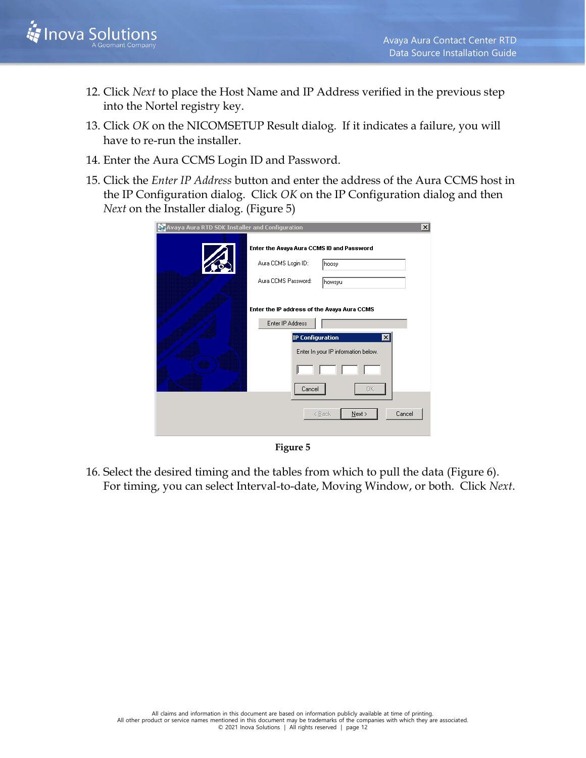12. Click *Next* to place the Host Name and IP Address verified in the previous step into the Nortel registry key.
13. Click *OK* on the NICOMSETUP Result dialog. If it indicates a failure, you will have to re-run the installer.
14. Enter the Aura CCMS Login ID and Password.
15. Click the *Enter IP Address* button and enter the address of the Aura CCMS host in the IP Configuration dialog. Click *OK* on the IP Configuration dialog and then *Next* on the Installer dialog. (Figure 5)

**Figure 5**

16. Select the desired timing and the tables from which to pull the data (Figure 6). For timing, you can select Interval-to-date, Moving Window, or both. Click *Next*.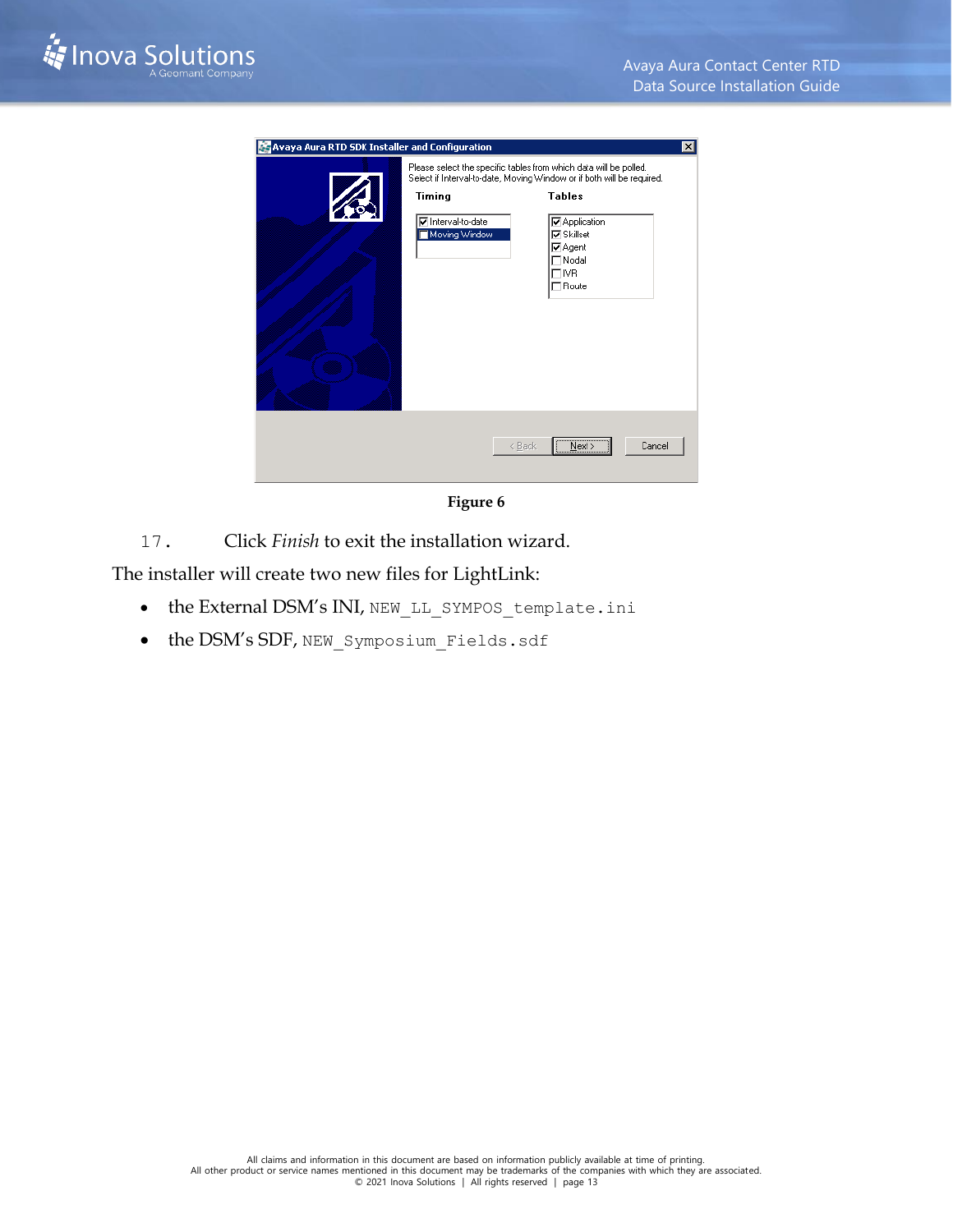Figure 6

17. Click *Finish* to exit the installation wizard.

The installer will create two new files for LightLink:

- the External DSM's INI, `NEW_LL_SYMPOS_template.ini`
- the DSM's SDF, `NEW_Symposium_Fields.sdf`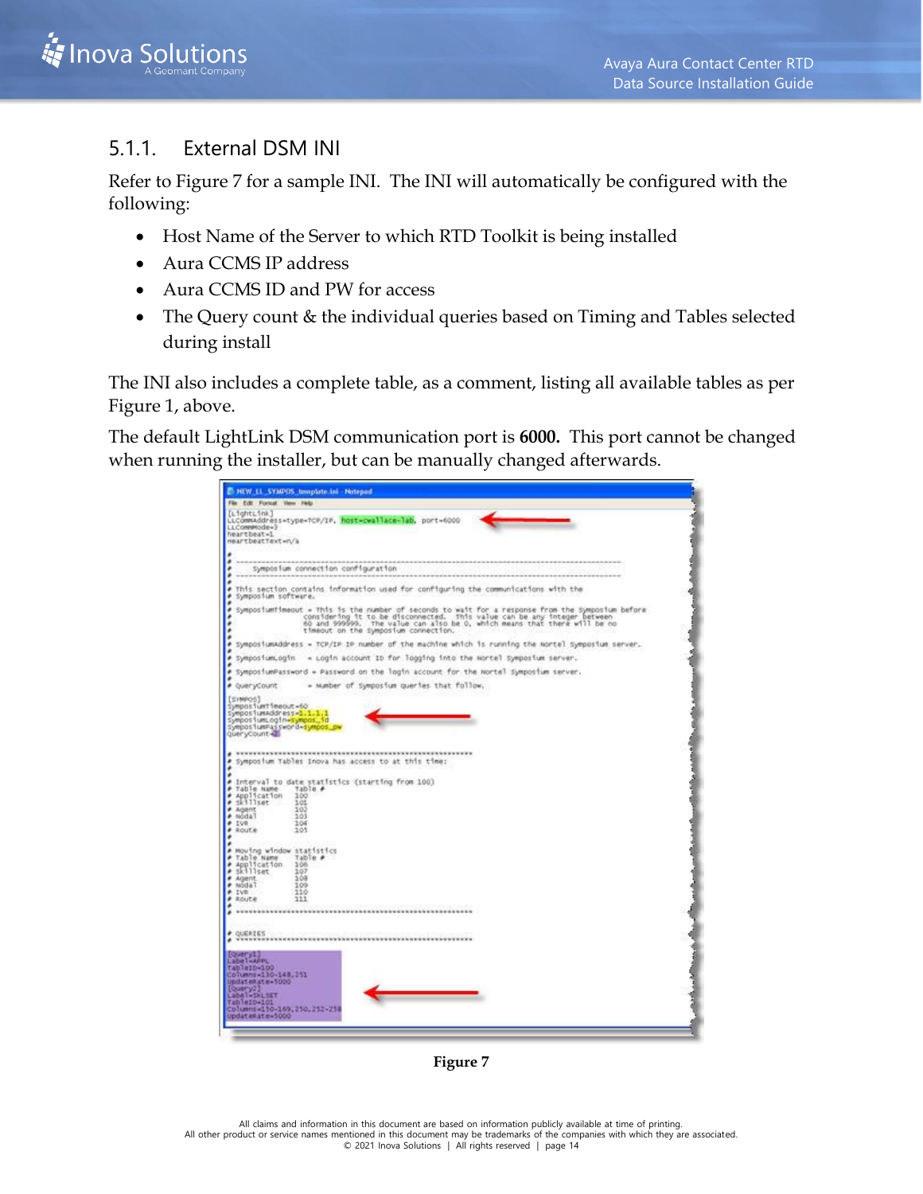### 5.1.1. External DSM INI

Refer to Figure 7 for a sample INI. The INI will automatically be configured with the following:

- Host Name of the Server to which RTD Toolkit is being installed
- Aura CCMS IP address
- Aura CCMS ID and PW for access
- The Query count & the individual queries based on Timing and Tables selected during install

The INI also includes a complete table, as a comment, listing all available tables as per Figure 1, above.

The default LightLink DSM communication port is **6000.** This port cannot be changed when running the installer, but can be manually changed afterwards.

```
[LightLink]
LLCommAddress=type=TCP/IP, host=cwallace-lab, port=6000
LLCommMode=3
heartbeat=1
HeartbeatText=n/a

#
# ------------------------------------------------------------------------
#    Symposium connection configuration
# ------------------------------------------------------------------------
#
# This section contains information used for configuring the communications with the
# Symposium software.
#
# SymposiumTimeout - This is the number of seconds to wait for a response from the Symposium before
#                    considering it to be disconnected.  This value can be any integer between
#                    60 and 999999.  The value can also be 0, which means that there will be no
#                    timeout on the Symposium connection.
#
# SymposiumAddress - TCP/IP IP number of the machine which is running the Nortel Symposium server.
#
# SymposiumLogin   - Login account ID for logging into the Nortel Symposium server.
#
# SymposiumPassword - Password on the login account for the Nortel Symposium server.
#
# QueryCount       - Number of Symposium queries that follow.

[SYMPOS]
SymposiumTimeout=60
SymposiumAddress=1.1.1.1
SymposiumLogin=sympos_id
SymposiumPassword=sympos_pw
QueryCount=2

# ************************************************************
# Symposium Tables Inova has access to at this time:
#
# Interval to date statistics (starting from 100)
# Table Name     Table #
# Application    100
# Skillset       101
# Agent          102
# Nodal          103
# IVR            104
# Route          105
#
# Moving window statistics
# Table Name     Table #
# Application    106
# Skillset       107
# Agent          108
# Nodal          109
# IVR            110
# Route          111
#
# ************************************************************
#
# QUERIES
# ************************************************************
[Query1]
Label=APPL
TableID=100
Columns=130-148,251
UpdateRate=5000
[Query2]
Label=SKLSET
TableID=101
Columns=150-169,250,252-258
UpdateRate=5000
```

**Figure 7**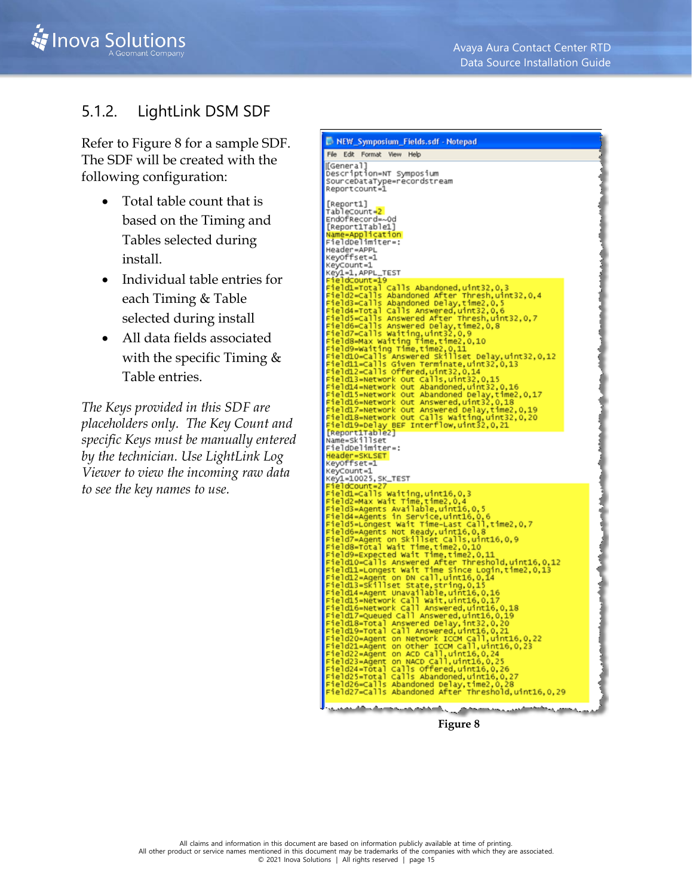### 5.1.2. LightLink DSM SDF

Refer to Figure 8 for a sample SDF. The SDF will be created with the following configuration:

- Total table count that is based on the Timing and Tables selected during install.
- Individual table entries for each Timing & Table selected during install
- All data fields associated with the specific Timing & Table entries.

*The Keys provided in this SDF are placeholders only. The Key Count and specific Keys must be manually entered by the technician. Use LightLink Log Viewer to view the incoming raw data to see the key names to use.*

NEW_Symposium_Fields.sdf - Notepad

```
[General]
Description=NT Symposium
SourceDataType=recordstream
Reportcount=1

[Report1]
TableCount=2
EndofRecord=~0d
[Report1Table1]
Name=Application
FieldDelimiter=:
Header=APPL
KeyOffset=1
KeyCount=1
Key1=1,APPL_TEST
FieldCount=19
Field1=Total Calls Abandoned,uint32,0,3
Field2=Calls Abandoned After Thresh,uint32,0,4
Field3=Calls Abandoned Delay,time2,0,5
Field4=Total Calls Answered,uint32,0,6
Field5=Calls Answered After Thresh,uint32,0,7
Field6=Calls Answered Delay,time2,0,8
Field7=Calls Waiting,uint32,0,9
Field8=Max Waiting Time,time2,0,10
Field9=Waiting Time,time2,0,11
Field10=Calls Answered Skillset Delay,uint32,0,12
Field11=Calls Given Terminate,uint32,0,13
Field12=Calls Offered,uint32,0,14
Field13=Network Out Calls,uint32,0,15
Field14=Network Out Abandoned,uint32,0,16
Field15=Network Out Abandoned Delay,time2,0,17
Field16=Network Out Answered,uint32,0,18
Field17=Network Out Answered Delay,time2,0,19
Field18=Network Out Calls Waiting,uint32,0,20
Field19=Delay BEF Interflow,uint32,0,21
[Report1Table2]
Name=Skillset
FieldDelimiter=:
Header=SKLSET
KeyOffset=1
KeyCount=1
Key1=10025,SK_TEST
FieldCount=27
Field1=Calls Waiting,uint16,0,3
Field2=Max Wait Time,time2,0,4
Field3=Agents Available,uint16,0,5
Field4=Agents in Service,uint16,0,6
Field5=Longest Wait Time-Last Call,time2,0,7
Field6=Agents Not Ready,uint16,0,8
Field7=Agent on Skillset Calls,uint16,0,9
Field8=Total Wait Time,time2,0,10
Field9=Expected Wait Time,time2,0,11
Field10=Calls Answered After Threshold,uint16,0,12
Field11=Longest Wait Time Since Login,time2,0,13
Field12=Agent on DN Call,uint16,0,14
Field13=Skillset State,string,0,15
Field14=Agent Unavailable,uint16,0,16
Field15=Network Call Wait,uint16,0,17
Field16=Network Call Answered,uint16,0,18
Field17=Queued Call Answered,uint16,0,19
Field18=Total Answered Delay,int32,0,20
Field19=Total Call Answered,uint16,0,21
Field20=Agent on Network ICCM Call,uint16,0,22
Field21=Agent on Other ICCM Call,uint16,0,23
Field22=Agent on ACD Call,uint16,0,24
Field23=Agent on NACD Call,uint16,0,25
Field24=Total Calls Offered,uint16,0,26
Field25=Total Calls Abandoned,uint16,0,27
Field26=Calls Abandoned Delay,time2,0,28
Field27=Calls Abandoned After Threshold,uint16,0,29
```

**Figure 8**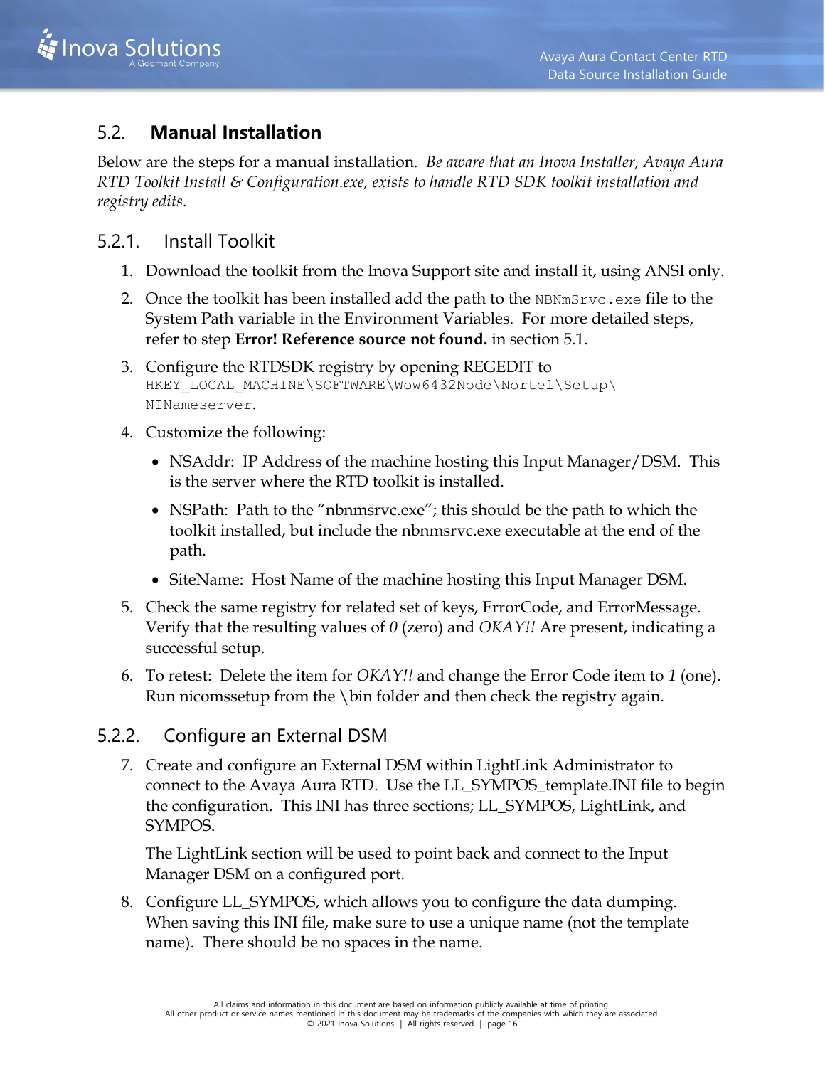## 5.2. **Manual Installation**

Below are the steps for a manual installation. *Be aware that an Inova Installer, Avaya Aura RTD Toolkit Install & Configuration.exe, exists to handle RTD SDK toolkit installation and registry edits.*

### 5.2.1. Install Toolkit

1. Download the toolkit from the Inova Support site and install it, using ANSI only.
2. Once the toolkit has been installed add the path to the `NBNmSrvc.exe` file to the System Path variable in the Environment Variables. For more detailed steps, refer to step **Error! Reference source not found.** in section 5.1.
3. Configure the RTDSDK registry by opening REGEDIT to `HKEY_LOCAL_MACHINE\SOFTWARE\Wow6432Node\Nortel\Setup\NINameserver`.
4. Customize the following:
   - NSAddr: IP Address of the machine hosting this Input Manager/DSM. This is the server where the RTD toolkit is installed.
   - NSPath: Path to the “nbnmsrvc.exe”; this should be the path to which the toolkit installed, but <u>include</u> the nbnmsrvc.exe executable at the end of the path.
   - SiteName: Host Name of the machine hosting this Input Manager DSM.
5. Check the same registry for related set of keys, ErrorCode, and ErrorMessage. Verify that the resulting values of *0* (zero) and *OKAY!!* Are present, indicating a successful setup.
6. To retest: Delete the item for *OKAY!!* and change the Error Code item to *1* (one). Run nicomssetup from the \bin folder and then check the registry again.

### 5.2.2. Configure an External DSM

7. Create and configure an External DSM within LightLink Administrator to connect to the Avaya Aura RTD. Use the LL_SYMPOS_template.INI file to begin the configuration. This INI has three sections; LL_SYMPOS, LightLink, and SYMPOS.

   The LightLink section will be used to point back and connect to the Input Manager DSM on a configured port.

8. Configure LL_SYMPOS, which allows you to configure the data dumping. When saving this INI file, make sure to use a unique name (not the template name). There should be no spaces in the name.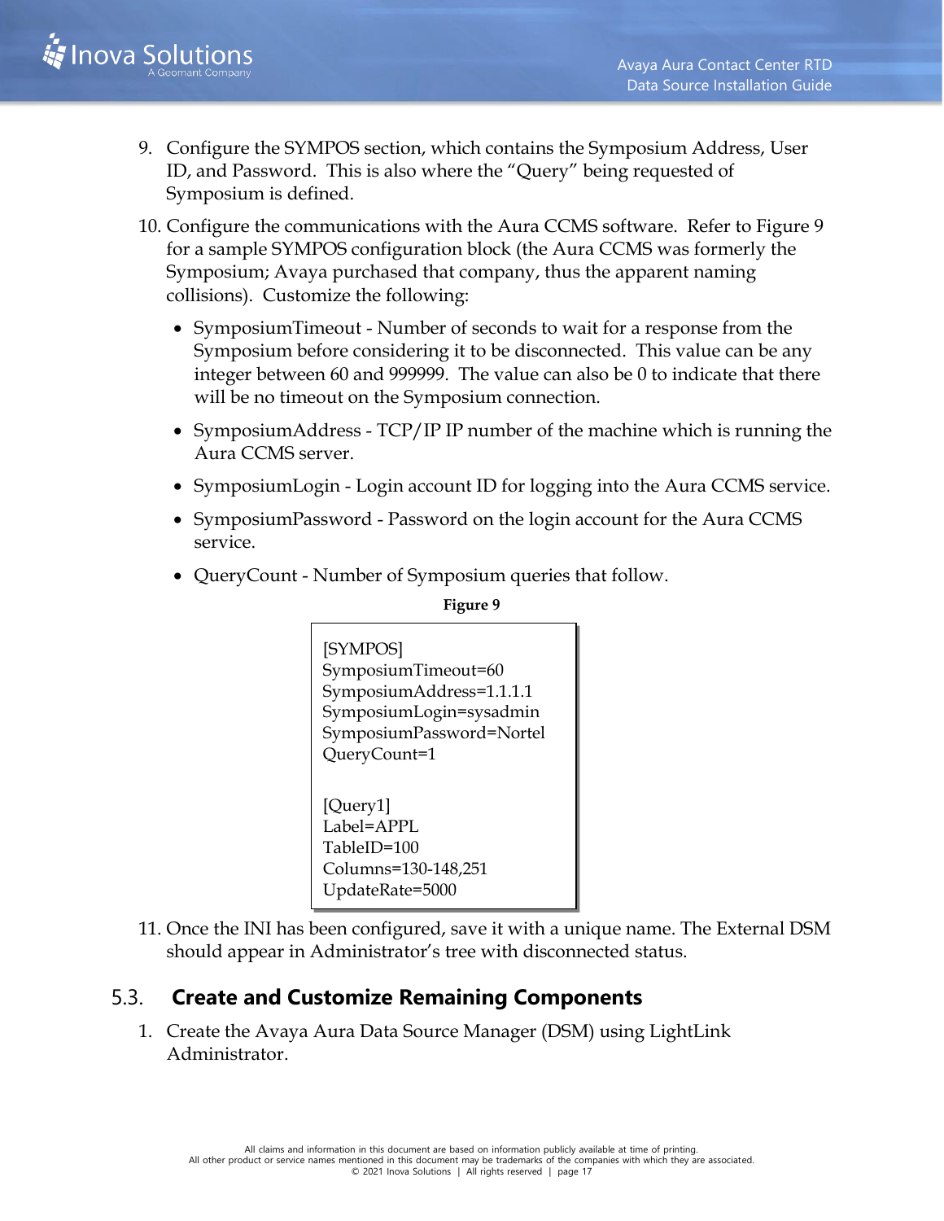9. Configure the SYMPOS section, which contains the Symposium Address, User ID, and Password. This is also where the "Query" being requested of Symposium is defined.

10. Configure the communications with the Aura CCMS software. Refer to Figure 9 for a sample SYMPOS configuration block (the Aura CCMS was formerly the Symposium; Avaya purchased that company, thus the apparent naming collisions). Customize the following:

    - SymposiumTimeout - Number of seconds to wait for a response from the Symposium before considering it to be disconnected. This value can be any integer between 60 and 999999. The value can also be 0 to indicate that there will be no timeout on the Symposium connection.
    - SymposiumAddress - TCP/IP IP number of the machine which is running the Aura CCMS server.
    - SymposiumLogin - Login account ID for logging into the Aura CCMS service.
    - SymposiumPassword - Password on the login account for the Aura CCMS service.
    - QueryCount - Number of Symposium queries that follow.

**Figure 9**

```
[SYMPOS]
SymposiumTimeout=60
SymposiumAddress=1.1.1.1
SymposiumLogin=sysadmin
SymposiumPassword=Nortel
QueryCount=1

[Query1]
Label=APPL
TableID=100
Columns=130-148,251
UpdateRate=5000
```

11. Once the INI has been configured, save it with a unique name. The External DSM should appear in Administrator's tree with disconnected status.

## 5.3. Create and Customize Remaining Components

1. Create the Avaya Aura Data Source Manager (DSM) using LightLink Administrator.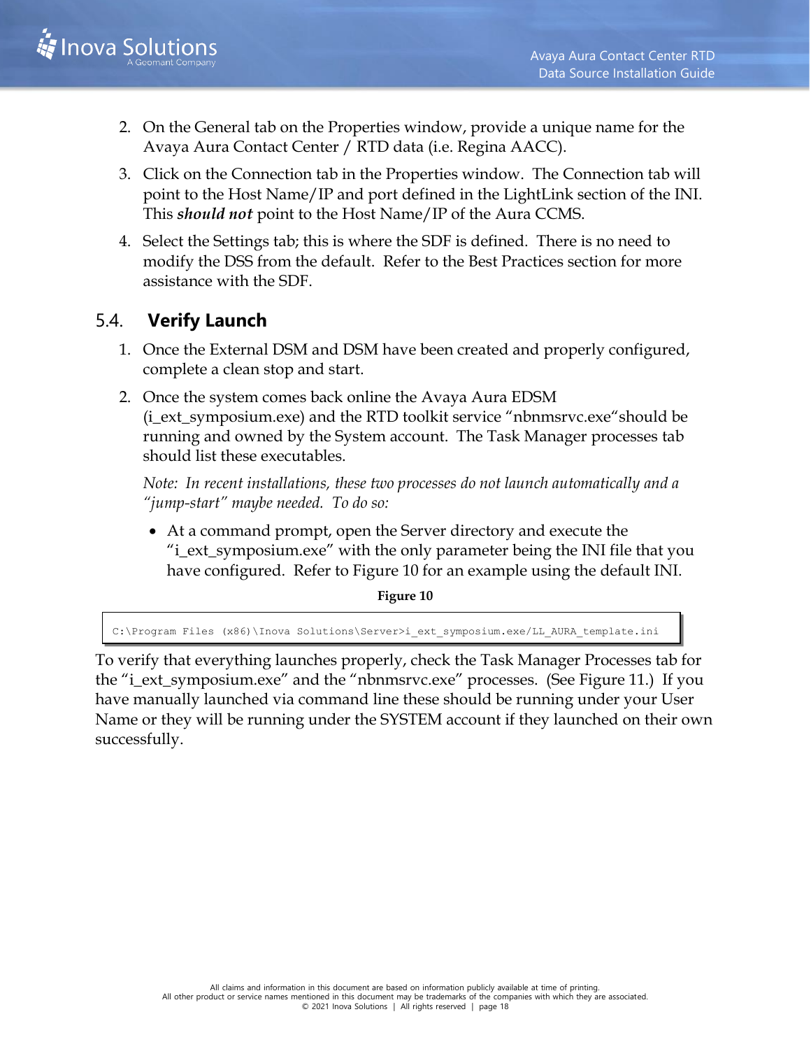2. On the General tab on the Properties window, provide a unique name for the Avaya Aura Contact Center / RTD data (i.e. Regina AACC).
3. Click on the Connection tab in the Properties window. The Connection tab will point to the Host Name/IP and port defined in the LightLink section of the INI. This ***should not*** point to the Host Name/IP of the Aura CCMS.
4. Select the Settings tab; this is where the SDF is defined. There is no need to modify the DSS from the default. Refer to the Best Practices section for more assistance with the SDF.

## 5.4. Verify Launch

1. Once the External DSM and DSM have been created and properly configured, complete a clean stop and start.
2. Once the system comes back online the Avaya Aura EDSM (i_ext_symposium.exe) and the RTD toolkit service "nbnmsrvc.exe"should be running and owned by the System account. The Task Manager processes tab should list these executables.

   *Note: In recent installations, these two processes do not launch automatically and a "jump-start" maybe needed. To do so:*

   - At a command prompt, open the Server directory and execute the "i_ext_symposium.exe" with the only parameter being the INI file that you have configured. Refer to Figure 10 for an example using the default INI.

**Figure 10**

```
C:\Program Files (x86)\Inova Solutions\Server>i_ext_symposium.exe/LL_AURA_template.ini
```

To verify that everything launches properly, check the Task Manager Processes tab for the "i_ext_symposium.exe" and the "nbnmsrvc.exe" processes. (See Figure 11.) If you have manually launched via command line these should be running under your User Name or they will be running under the SYSTEM account if they launched on their own successfully.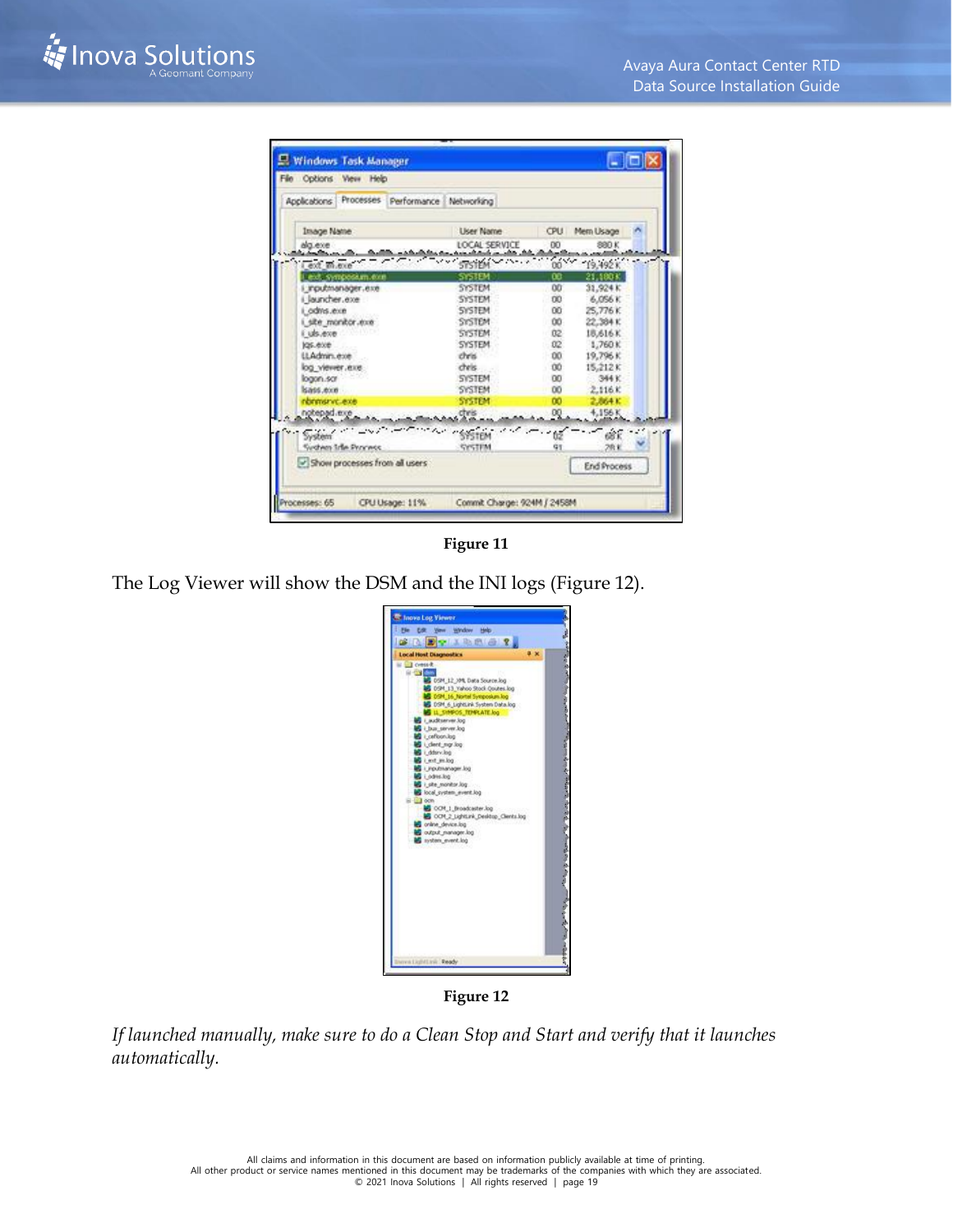Figure 11

The Log Viewer will show the DSM and the INI logs (Figure 12).

Figure 12

*If launched manually, make sure to do a Clean Stop and Start and verify that it launches automatically.*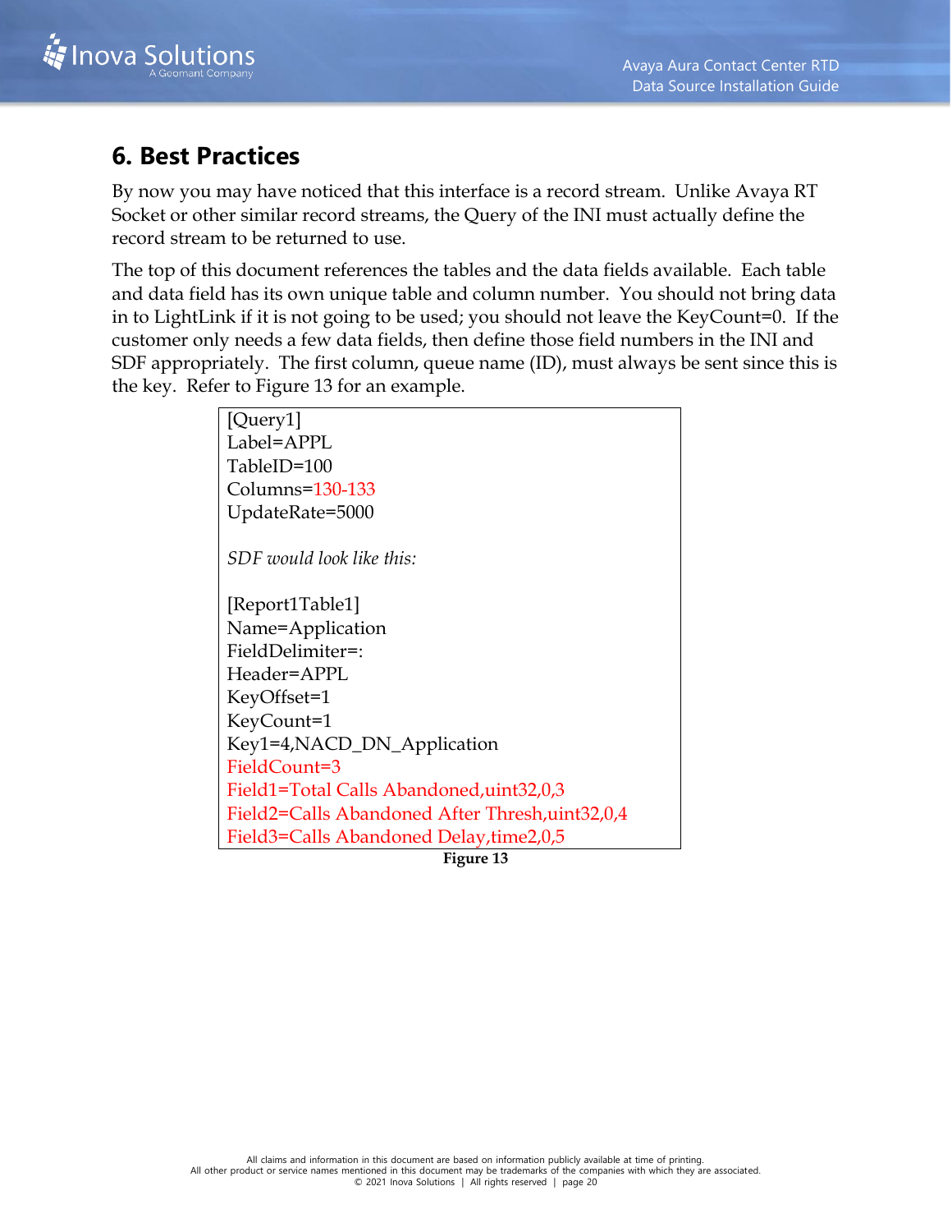# 6. Best Practices

By now you may have noticed that this interface is a record stream. Unlike Avaya RT Socket or other similar record streams, the Query of the INI must actually define the record stream to be returned to use.

The top of this document references the tables and the data fields available. Each table and data field has its own unique table and column number. You should not bring data in to LightLink if it is not going to be used; you should not leave the KeyCount=0. If the customer only needs a few data fields, then define those field numbers in the INI and SDF appropriately. The first column, queue name (ID), must always be sent since this is the key. Refer to Figure 13 for an example.

```
[Query1]
Label=APPL
TableID=100
Columns=130-133
UpdateRate=5000

SDF would look like this:

[Report1Table1]
Name=Application
FieldDelimiter=:
Header=APPL
KeyOffset=1
KeyCount=1
Key1=4,NACD_DN_Application
FieldCount=3
Field1=Total Calls Abandoned,uint32,0,3
Field2=Calls Abandoned After Thresh,uint32,0,4
Field3=Calls Abandoned Delay,time2,0,5
```

**Figure 13**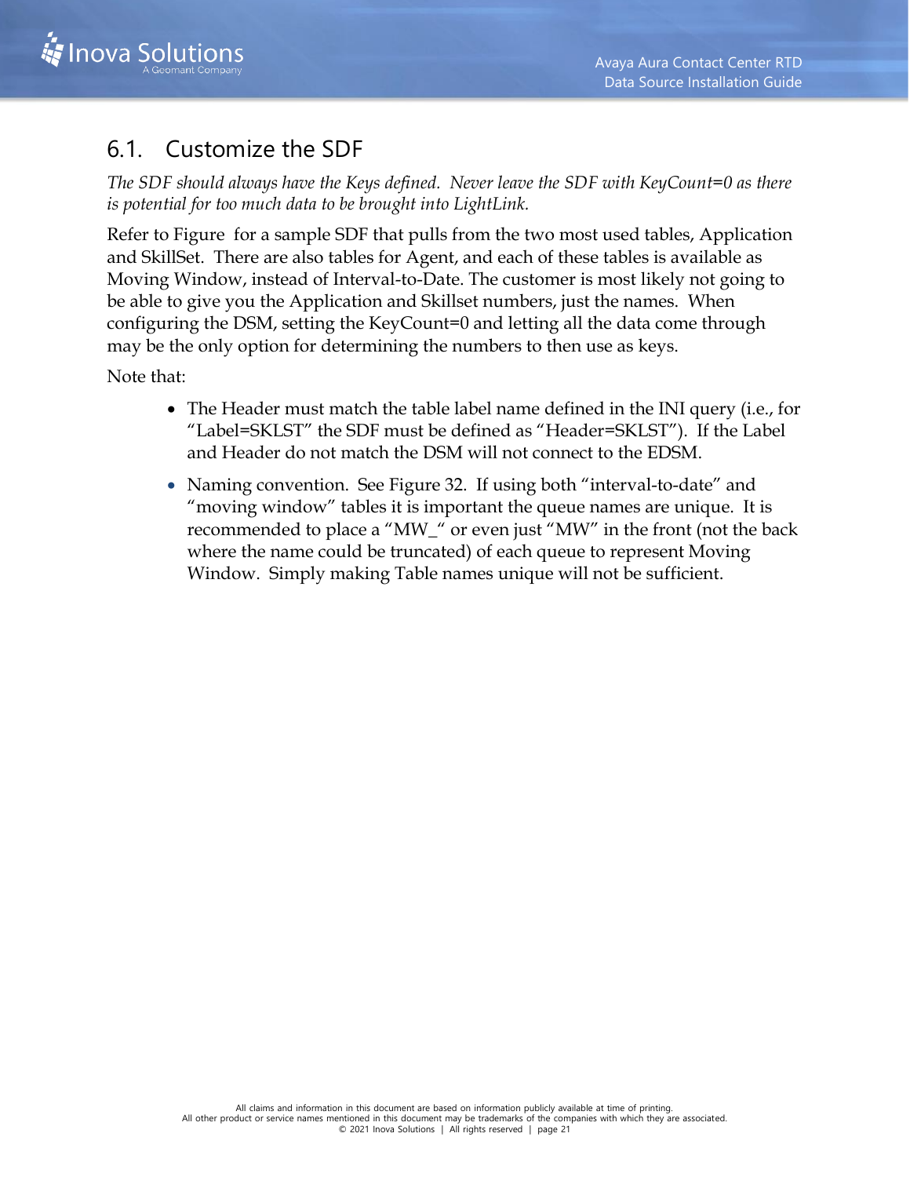## 6.1. Customize the SDF

*The SDF should always have the Keys defined. Never leave the SDF with KeyCount=0 as there is potential for too much data to be brought into LightLink.*

Refer to Figure  for a sample SDF that pulls from the two most used tables, Application and SkillSet. There are also tables for Agent, and each of these tables is available as Moving Window, instead of Interval-to-Date. The customer is most likely not going to be able to give you the Application and Skillset numbers, just the names. When configuring the DSM, setting the KeyCount=0 and letting all the data come through may be the only option for determining the numbers to then use as keys.

Note that:

- The Header must match the table label name defined in the INI query (i.e., for "Label=SKLST" the SDF must be defined as "Header=SKLST"). If the Label and Header do not match the DSM will not connect to the EDSM.
- Naming convention. See Figure 32. If using both "interval-to-date" and "moving window" tables it is important the queue names are unique. It is recommended to place a "MW_" or even just "MW" in the front (not the back where the name could be truncated) of each queue to represent Moving Window. Simply making Table names unique will not be sufficient.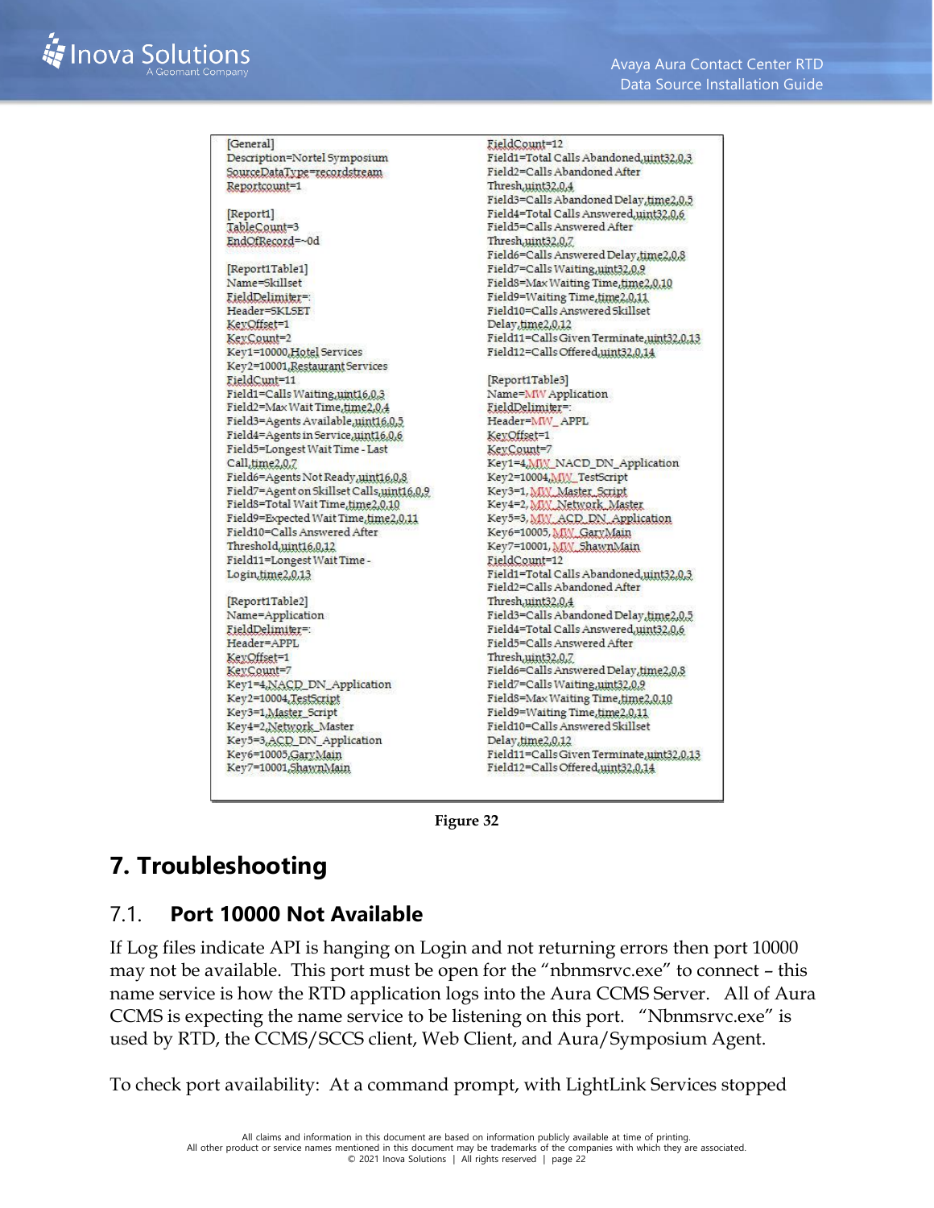```
[General]
Description=Nortel Symposium
SourceDataType=recordstream
Reportcount=1

[Report1]
TableCount=3
EndOfRecord=~0d

[Report1Table1]
Name=Skillset
FieldDelimiter=:
Header=SKLSET
KeyOffset=1
KeyCount=2
Key1=10000,Hotel Services
Key2=10001,Restaurant Services
FieldCunt=11
Field1=Calls Waiting,uint16,0,3
Field2=Max Wait Time,time2,0,4
Field3=Agents Available,uint16,0,5
Field4=Agents in Service,uint16,0,6
Field5=Longest Wait Time - Last
Call,time2,0,7
Field6=Agents Not Ready,uint16,0,8
Field7=Agent on Skillset Calls,uint16,0,9
Field8=Total Wait Time,time2,0,10
Field9=Expected Wait Time,time2,0,11
Field10=Calls Answered After
Threshold,uint16,0,12
Field11=Longest Wait Time -
Login,time2,0,13

[Report1Table2]
Name=Application
FieldDelimiter=:
Header=APPL
KeyOffset=1
KeyCount=7
Key1=4,NACD_DN_Application
Key2=10004,TestScript
Key3=1,Master_Script
Key4=2,Network_Master
Key5=3,ACD_DN_Application
Key6=10005,GaryMain
Key7=10001,ShawnMain
FieldCount=12
Field1=Total Calls Abandoned,uint32,0,3
Field2=Calls Abandoned After
Thresh,uint32,0,4
Field3=Calls Abandoned Delay,time2,0,5
Field4=Total Calls Answered,uint32,0,6
Field5=Calls Answered After
Thresh,uint32,0,7
Field6=Calls Answered Delay,time2,0,8
Field7=Calls Waiting,uint32,0,9
Field8=Max Waiting Time,time2,0,10
Field9=Waiting Time,time2,0,11
Field10=Calls Answered Skillset
Delay,time2,0,12
Field11=Calls Given Terminate,uint32,0,13
Field12=Calls Offered,uint32,0,14

[Report1Table3]
Name=MIW Application
FieldDelimiter=:
Header=MIW_APPL
KeyOffset=1
KeyCount=7
Key1=4,MIW_NACD_DN_Application
Key2=10004,MIW_TestScript
Key3=1,MIW_Master_Script
Key4=2,MIW_Network_Master
Key5=3,MIW_ACD_DN_Application
Key6=10005,MIW_GaryMain
Key7=10001,MIW_ShawnMain
FieldCount=12
Field1=Total Calls Abandoned,uint32,0,3
Field2=Calls Abandoned After
Thresh,uint32,0,4
Field3=Calls Abandoned Delay,time2,0,5
Field4=Total Calls Answered,uint32,0,6
Field5=Calls Answered After
Thresh,uint32,0,7
Field6=Calls Answered Delay,time2,0,8
Field7=Calls Waiting,uint32,0,9
Field8=Max Waiting Time,time2,0,10
Field9=Waiting Time,time2,0,11
Field10=Calls Answered Skillset
Delay,time2,0,12
Field11=Calls Given Terminate,uint32,0,13
Field12=Calls Offered,uint32,0,14
```

**Figure 32**

# 7. Troubleshooting

## 7.1. Port 10000 Not Available

If Log files indicate API is hanging on Login and not returning errors then port 10000 may not be available. This port must be open for the "nbnmsrvc.exe" to connect – this name service is how the RTD application logs into the Aura CCMS Server. All of Aura CCMS is expecting the name service to be listening on this port. "Nbnmsrvc.exe" is used by RTD, the CCMS/SCCS client, Web Client, and Aura/Symposium Agent.

To check port availability: At a command prompt, with LightLink Services stopped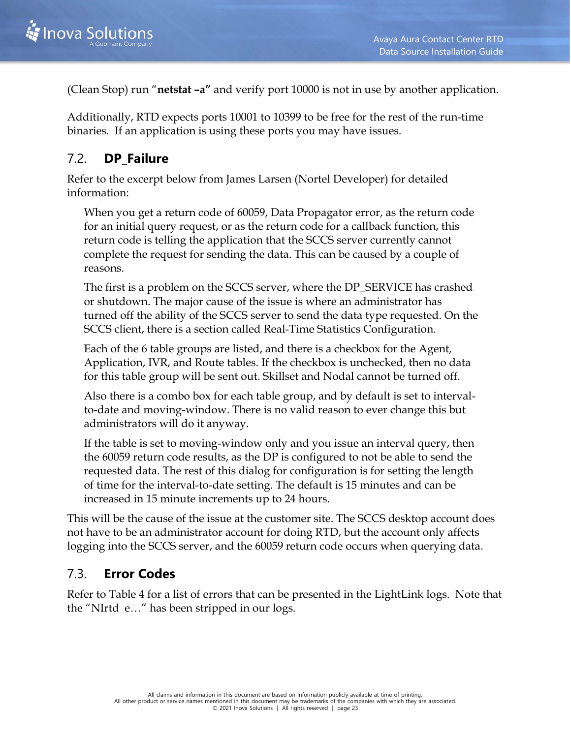(Clean Stop) run "**netstat –a"** and verify port 10000 is not in use by another application.

Additionally, RTD expects ports 10001 to 10399 to be free for the rest of the run-time binaries. If an application is using these ports you may have issues.

## 7.2. DP_Failure

Refer to the excerpt below from James Larsen (Nortel Developer) for detailed information:

> When you get a return code of 60059, Data Propagator error, as the return code for an initial query request, or as the return code for a callback function, this return code is telling the application that the SCCS server currently cannot complete the request for sending the data. This can be caused by a couple of reasons.
>
> The first is a problem on the SCCS server, where the DP_SERVICE has crashed or shutdown. The major cause of the issue is where an administrator has turned off the ability of the SCCS server to send the data type requested. On the SCCS client, there is a section called Real-Time Statistics Configuration.
>
> Each of the 6 table groups are listed, and there is a checkbox for the Agent, Application, IVR, and Route tables. If the checkbox is unchecked, then no data for this table group will be sent out. Skillset and Nodal cannot be turned off.
>
> Also there is a combo box for each table group, and by default is set to interval-to-date and moving-window. There is no valid reason to ever change this but administrators will do it anyway.
>
> If the table is set to moving-window only and you issue an interval query, then the 60059 return code results, as the DP is configured to not be able to send the requested data. The rest of this dialog for configuration is for setting the length of time for the interval-to-date setting. The default is 15 minutes and can be increased in 15 minute increments up to 24 hours.

This will be the cause of the issue at the customer site. The SCCS desktop account does not have to be an administrator account for doing RTD, but the account only affects logging into the SCCS server, and the 60059 return code occurs when querying data.

## 7.3. Error Codes

Refer to Table 4 for a list of errors that can be presented in the LightLink logs. Note that the "NIrtd e…" has been stripped in our logs.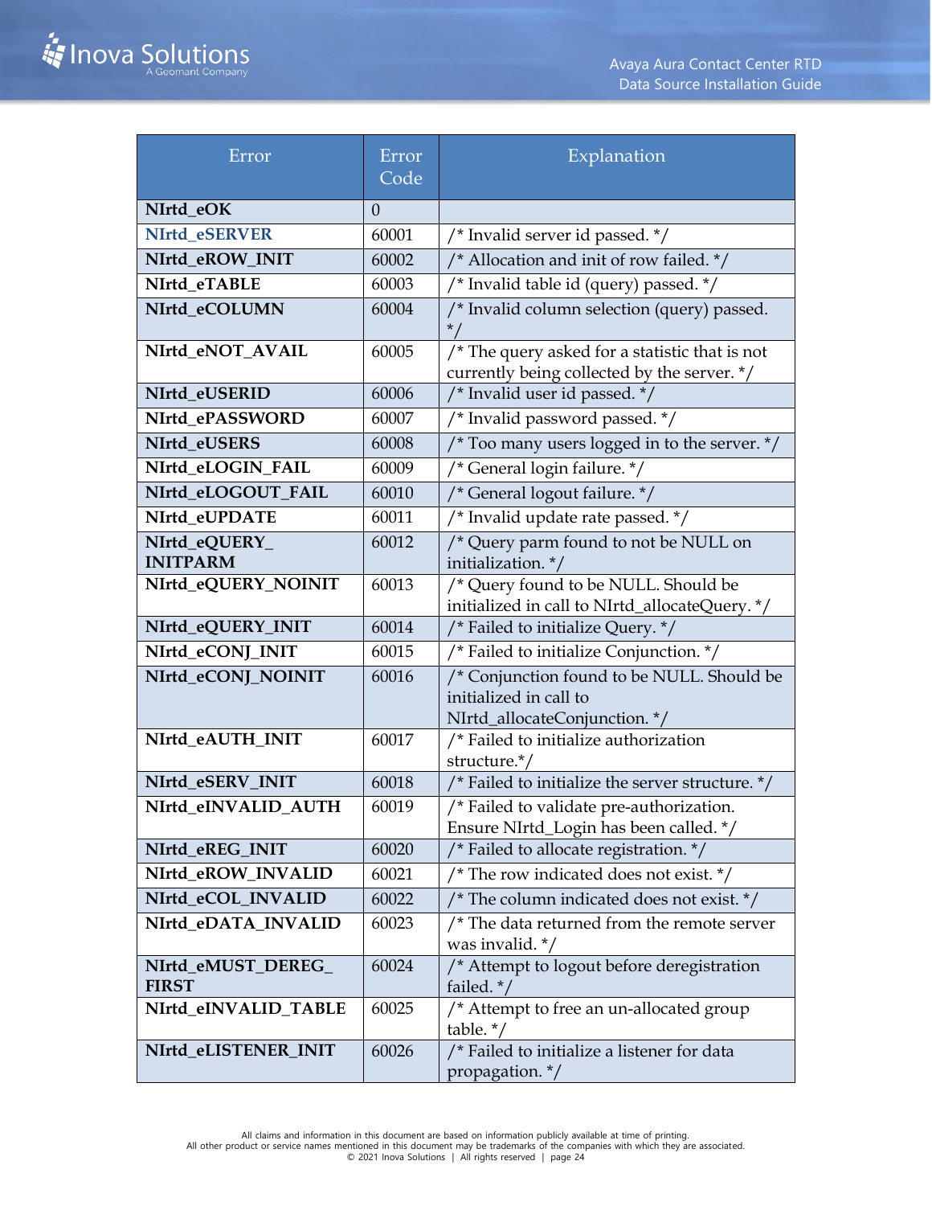| Error | Error Code | Explanation |
| --- | --- | --- |
| **NIrtd_eOK** | 0 | |
| **NIrtd_eSERVER** | 60001 | /* Invalid server id passed. */ |
| **NIrtd_eROW_INIT** | 60002 | /* Allocation and init of row failed. */ |
| **NIrtd_eTABLE** | 60003 | /* Invalid table id (query) passed. */ |
| **NIrtd_eCOLUMN** | 60004 | /* Invalid column selection (query) passed. */ |
| **NIrtd_eNOT_AVAIL** | 60005 | /* The query asked for a statistic that is not currently being collected by the server. */ |
| **NIrtd_eUSERID** | 60006 | /* Invalid user id passed. */ |
| **NIrtd_ePASSWORD** | 60007 | /* Invalid password passed. */ |
| **NIrtd_eUSERS** | 60008 | /* Too many users logged in to the server. */ |
| **NIrtd_eLOGIN_FAIL** | 60009 | /* General login failure. */ |
| **NIrtd_eLOGOUT_FAIL** | 60010 | /* General logout failure. */ |
| **NIrtd_eUPDATE** | 60011 | /* Invalid update rate passed. */ |
| **NIrtd_eQUERY_INITPARM** | 60012 | /* Query parm found to not be NULL on initialization. */ |
| **NIrtd_eQUERY_NOINIT** | 60013 | /* Query found to be NULL. Should be initialized in call to NIrtd_allocateQuery. */ |
| **NIrtd_eQUERY_INIT** | 60014 | /* Failed to initialize Query. */ |
| **NIrtd_eCONJ_INIT** | 60015 | /* Failed to initialize Conjunction. */ |
| **NIrtd_eCONJ_NOINIT** | 60016 | /* Conjunction found to be NULL. Should be initialized in call to NIrtd_allocateConjunction. */ |
| **NIrtd_eAUTH_INIT** | 60017 | /* Failed to initialize authorization structure.*/ |
| **NIrtd_eSERV_INIT** | 60018 | /* Failed to initialize the server structure. */ |
| **NIrtd_eINVALID_AUTH** | 60019 | /* Failed to validate pre-authorization. Ensure NIrtd_Login has been called. */ |
| **NIrtd_eREG_INIT** | 60020 | /* Failed to allocate registration. */ |
| **NIrtd_eROW_INVALID** | 60021 | /* The row indicated does not exist. */ |
| **NIrtd_eCOL_INVALID** | 60022 | /* The column indicated does not exist. */ |
| **NIrtd_eDATA_INVALID** | 60023 | /* The data returned from the remote server was invalid. */ |
| **NIrtd_eMUST_DEREG_FIRST** | 60024 | /* Attempt to logout before deregistration failed. */ |
| **NIrtd_eINVALID_TABLE** | 60025 | /* Attempt to free an un-allocated group table. */ |
| **NIrtd_eLISTENER_INIT** | 60026 | /* Failed to initialize a listener for data propagation. */ |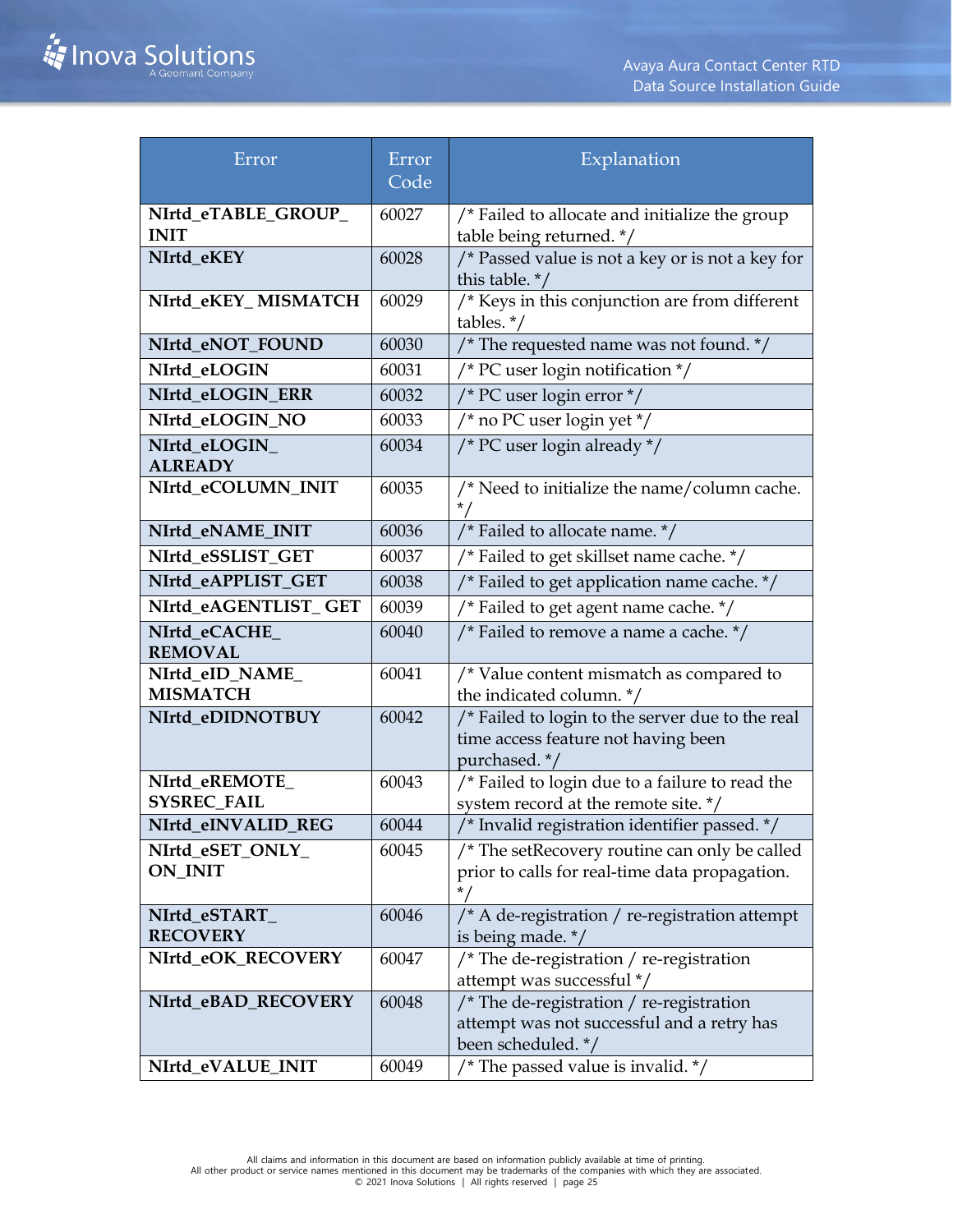| Error | Error Code | Explanation |
|---|---|---|
| **NIrtd_eTABLE_GROUP_INIT** | 60027 | /* Failed to allocate and initialize the group table being returned. */ |
| **NIrtd_eKEY** | 60028 | /* Passed value is not a key or is not a key for this table. */ |
| **NIrtd_eKEY_ MISMATCH** | 60029 | /* Keys in this conjunction are from different tables. */ |
| **NIrtd_eNOT_FOUND** | 60030 | /* The requested name was not found. */ |
| **NIrtd_eLOGIN** | 60031 | /* PC user login notification */ |
| **NIrtd_eLOGIN_ERR** | 60032 | /* PC user login error */ |
| **NIrtd_eLOGIN_NO** | 60033 | /* no PC user login yet */ |
| **NIrtd_eLOGIN_ALREADY** | 60034 | /* PC user login already */ |
| **NIrtd_eCOLUMN_INIT** | 60035 | /* Need to initialize the name/column cache. */ |
| **NIrtd_eNAME_INIT** | 60036 | /* Failed to allocate name. */ |
| **NIrtd_eSSLIST_GET** | 60037 | /* Failed to get skillset name cache. */ |
| **NIrtd_eAPPLIST_GET** | 60038 | /* Failed to get application name cache. */ |
| **NIrtd_eAGENTLIST_ GET** | 60039 | /* Failed to get agent name cache. */ |
| **NIrtd_eCACHE_REMOVAL** | 60040 | /* Failed to remove a name a cache. */ |
| **NIrtd_eID_NAME_MISMATCH** | 60041 | /* Value content mismatch as compared to the indicated column. */ |
| **NIrtd_eDIDNOTBUY** | 60042 | /* Failed to login to the server due to the real time access feature not having been purchased. */ |
| **NIrtd_eREMOTE_SYSREC_FAIL** | 60043 | /* Failed to login due to a failure to read the system record at the remote site. */ |
| **NIrtd_eINVALID_REG** | 60044 | /* Invalid registration identifier passed. */ |
| **NIrtd_eSET_ONLY_ON_INIT** | 60045 | /* The setRecovery routine can only be called prior to calls for real-time data propagation. */ |
| **NIrtd_eSTART_RECOVERY** | 60046 | /* A de-registration / re-registration attempt is being made. */ |
| **NIrtd_eOK_RECOVERY** | 60047 | /* The de-registration / re-registration attempt was successful */ |
| **NIrtd_eBAD_RECOVERY** | 60048 | /* The de-registration / re-registration attempt was not successful and a retry has been scheduled. */ |
| **NIrtd_eVALUE_INIT** | 60049 | /* The passed value is invalid. */ |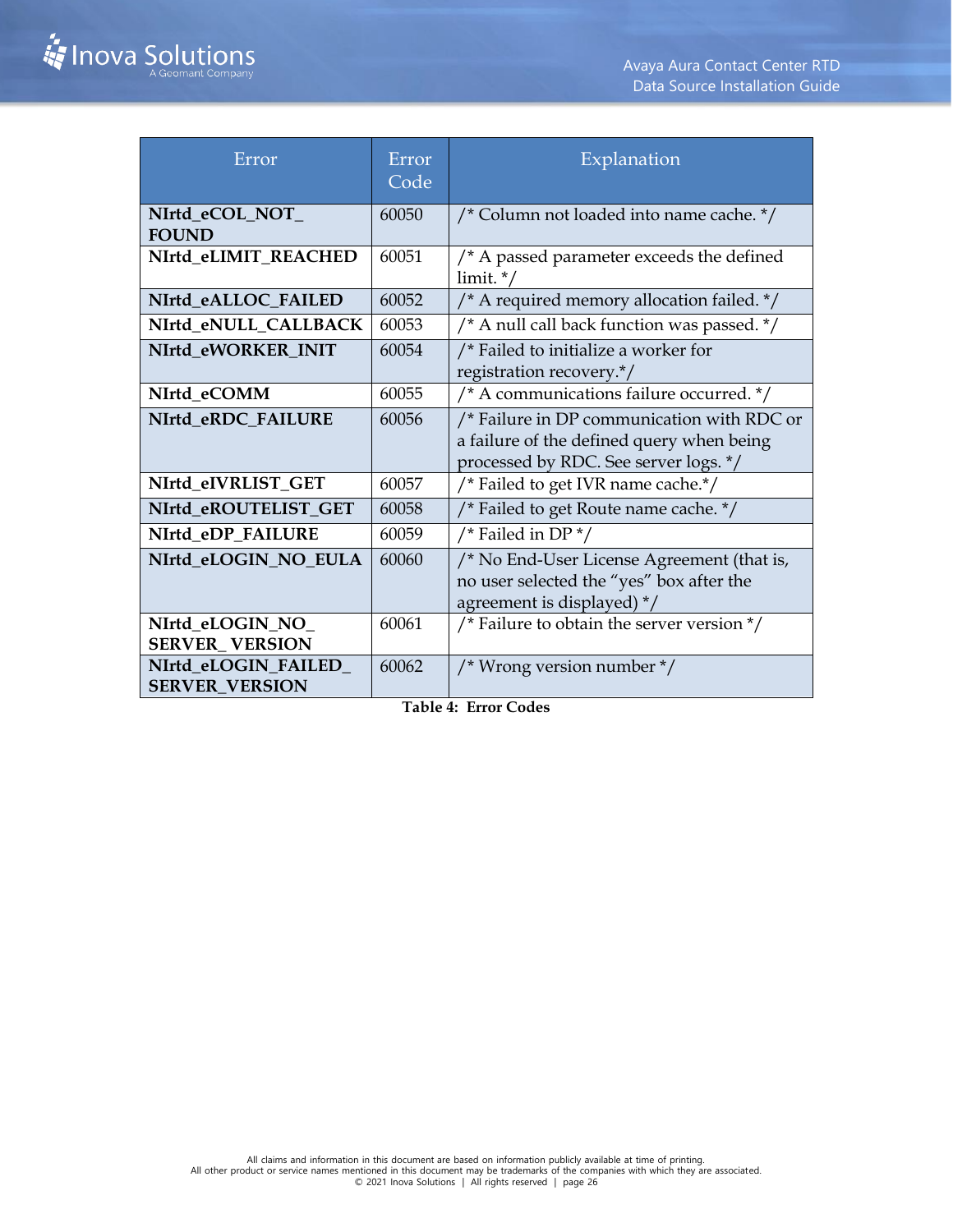| Error | Error Code | Explanation |
|---|---|---|
| **NIrtd_eCOL_NOT_FOUND** | 60050 | /* Column not loaded into name cache. */ |
| **NIrtd_eLIMIT_REACHED** | 60051 | /* A passed parameter exceeds the defined limit. */ |
| **NIrtd_eALLOC_FAILED** | 60052 | /* A required memory allocation failed. */ |
| **NIrtd_eNULL_CALLBACK** | 60053 | /* A null call back function was passed. */ |
| **NIrtd_eWORKER_INIT** | 60054 | /* Failed to initialize a worker for registration recovery.*/ |
| **NIrtd_eCOMM** | 60055 | /* A communications failure occurred. */ |
| **NIrtd_eRDC_FAILURE** | 60056 | /* Failure in DP communication with RDC or a failure of the defined query when being processed by RDC. See server logs. */ |
| **NIrtd_eIVRLIST_GET** | 60057 | /* Failed to get IVR name cache.*/ |
| **NIrtd_eROUTELIST_GET** | 60058 | /* Failed to get Route name cache. */ |
| **NIrtd_eDP_FAILURE** | 60059 | /* Failed in DP */ |
| **NIrtd_eLOGIN_NO_EULA** | 60060 | /* No End-User License Agreement (that is, no user selected the "yes" box after the agreement is displayed) */ |
| **NIrtd_eLOGIN_NO_SERVER_VERSION** | 60061 | /* Failure to obtain the server version */ |
| **NIrtd_eLOGIN_FAILED_SERVER_VERSION** | 60062 | /* Wrong version number */ |

**Table 4: Error Codes**